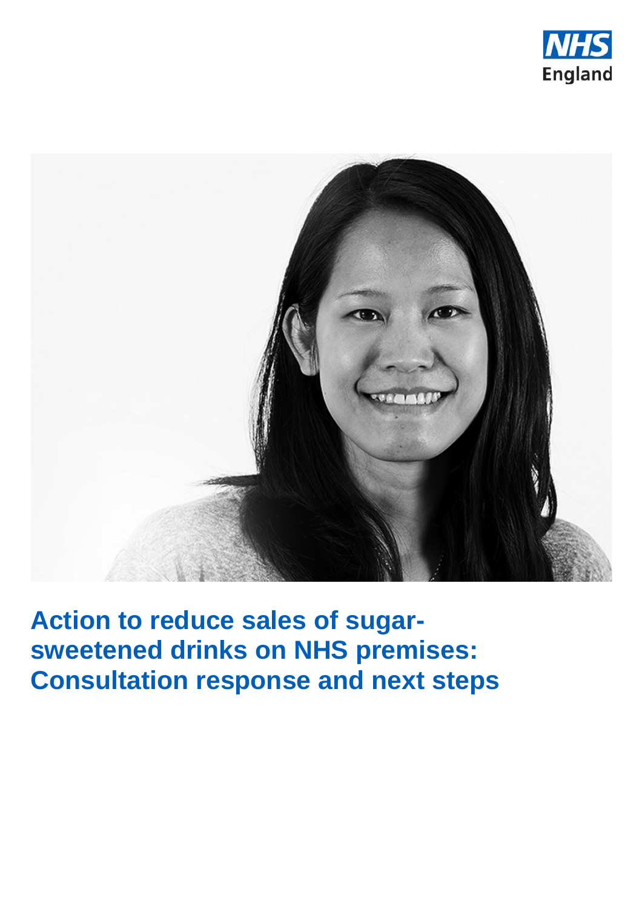NHS England

# Action to reduce sales of sugar-sweetened drinks on NHS premises: Consultation response and next steps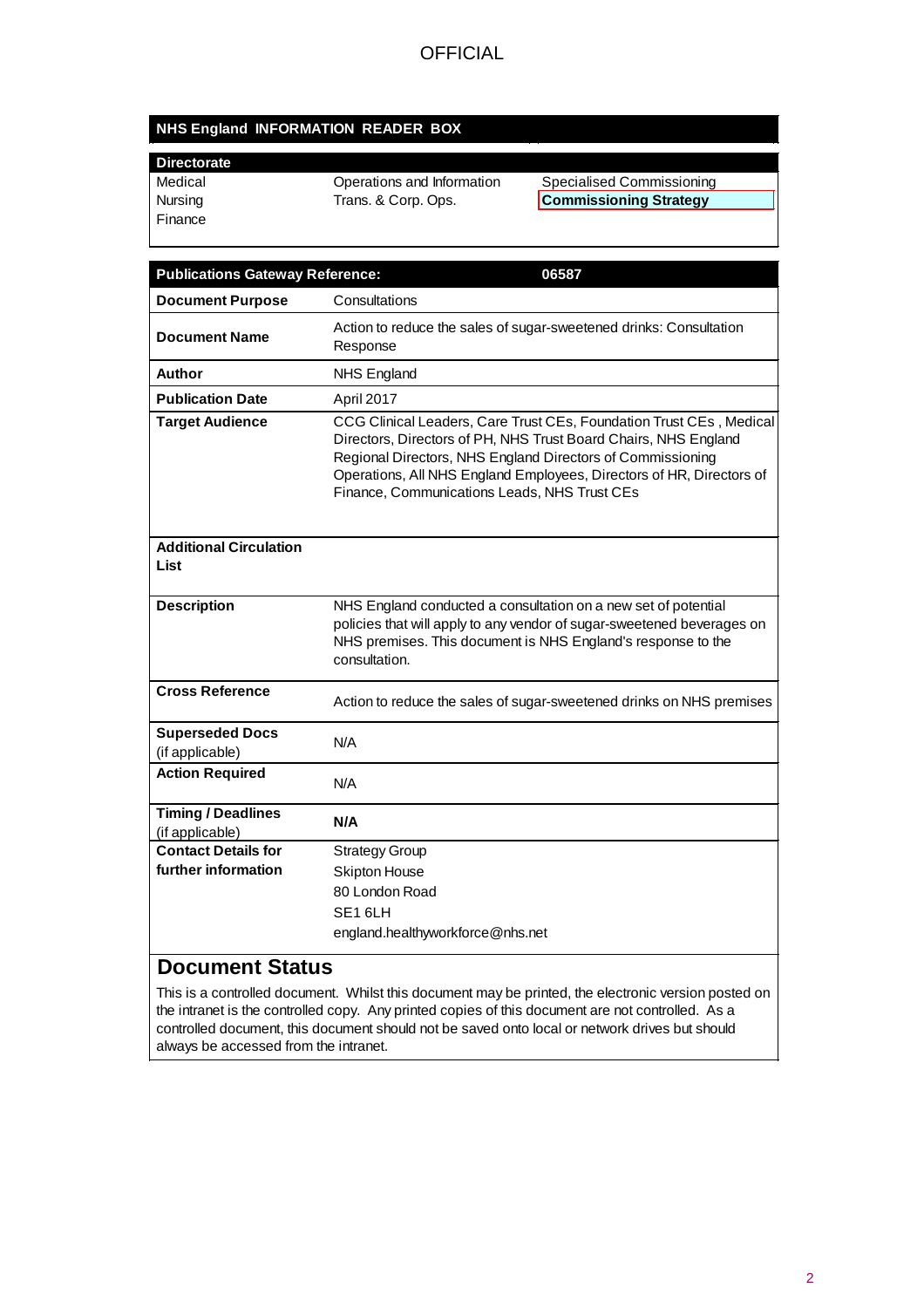OFFICIAL

| NHS England INFORMATION READER BOX | | |
|---|---|---|
| **Directorate** | | |
| Medical | Operations and Information | Specialised Commissioning |
| Nursing | Trans. & Corp. Ops. | **Commissioning Strategy** |
| Finance | | |

| **Publications Gateway Reference:** | **06587** |
|---|---|
| **Document Purpose** | Consultations |
| **Document Name** | Action to reduce the sales of sugar-sweetened drinks: Consultation Response |
| **Author** | NHS England |
| **Publication Date** | April 2017 |
| **Target Audience** | CCG Clinical Leaders, Care Trust CEs, Foundation Trust CEs , Medical Directors, Directors of PH, NHS Trust Board Chairs, NHS England Regional Directors, NHS England Directors of Commissioning Operations, All NHS England Employees, Directors of HR, Directors of Finance, Communications Leads, NHS Trust CEs |
| **Additional Circulation List** | |
| **Description** | NHS England conducted a consultation on a new set of potential policies that will apply to any vendor of sugar-sweetened beverages on NHS premises. This document is NHS England's response to the consultation. |
| **Cross Reference** | Action to reduce the sales of sugar-sweetened drinks on NHS premises |
| **Superseded Docs** (if applicable) | N/A |
| **Action Required** | N/A |
| **Timing / Deadlines** (if applicable) | **N/A** |
| **Contact Details for further information** | Strategy Group<br>Skipton House<br>80 London Road<br>SE1 6LH<br>england.healthyworkforce@nhs.net |

## Document Status

This is a controlled document. Whilst this document may be printed, the electronic version posted on the intranet is the controlled copy. Any printed copies of this document are not controlled. As a controlled document, this document should not be saved onto local or network drives but should always be accessed from the intranet.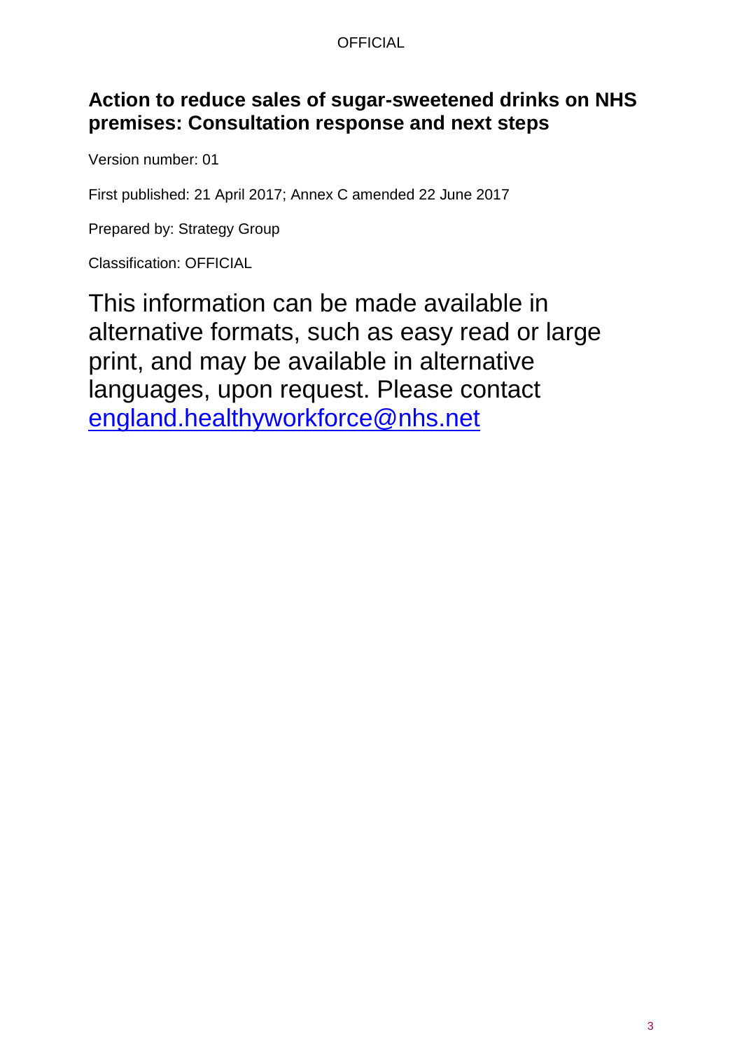## Action to reduce sales of sugar-sweetened drinks on NHS premises: Consultation response and next steps

Version number: 01

First published: 21 April 2017; Annex C amended 22 June 2017

Prepared by: Strategy Group

Classification: OFFICIAL

This information can be made available in alternative formats, such as easy read or large print, and may be available in alternative languages, upon request. Please contact england.healthyworkforce@nhs.net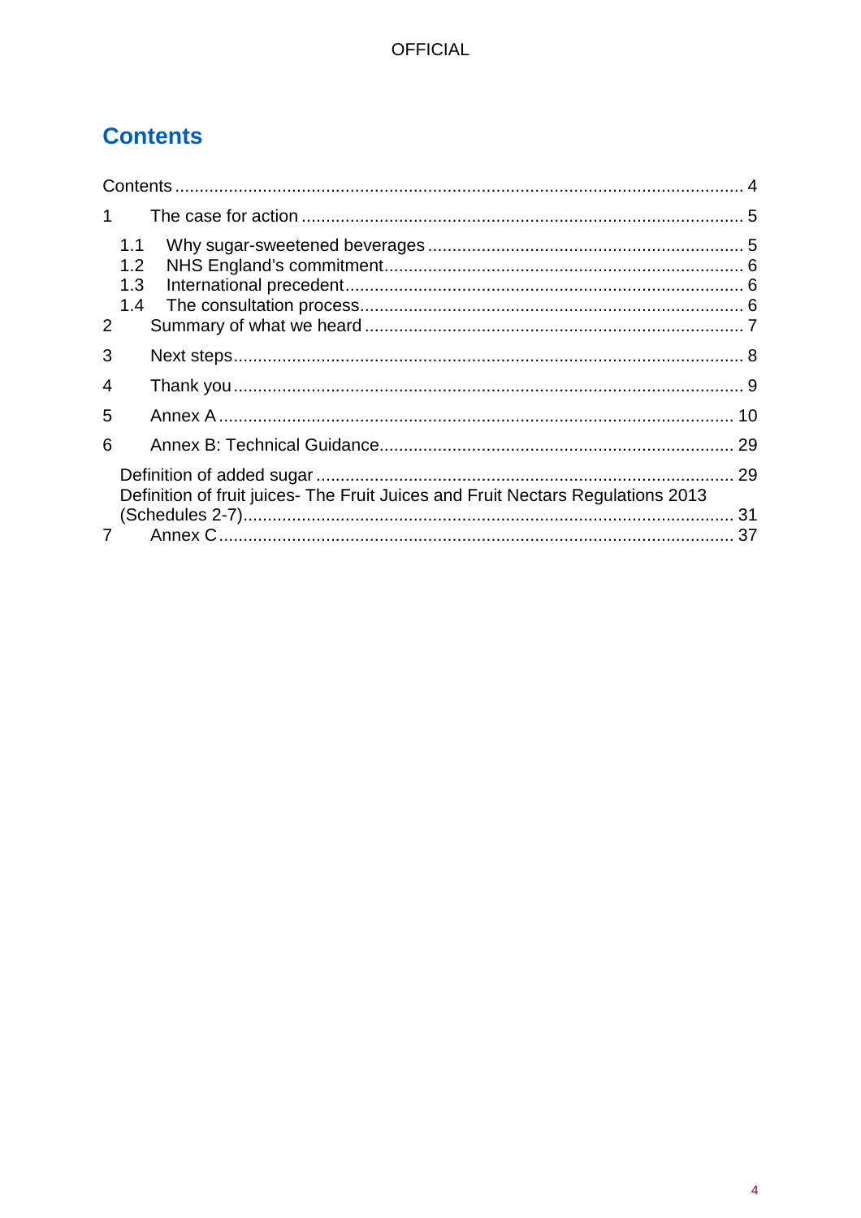# Contents

Contents ..... 4

1 The case for action ..... 5

- 1.1 Why sugar-sweetened beverages ..... 5
- 1.2 NHS England's commitment ..... 6
- 1.3 International precedent ..... 6
- 1.4 The consultation process ..... 6

2 Summary of what we heard ..... 7

3 Next steps ..... 8

4 Thank you ..... 9

5 Annex A ..... 10

6 Annex B: Technical Guidance ..... 29

- Definition of added sugar ..... 29
- Definition of fruit juices- The Fruit Juices and Fruit Nectars Regulations 2013 (Schedules 2-7) ..... 31

7 Annex C ..... 37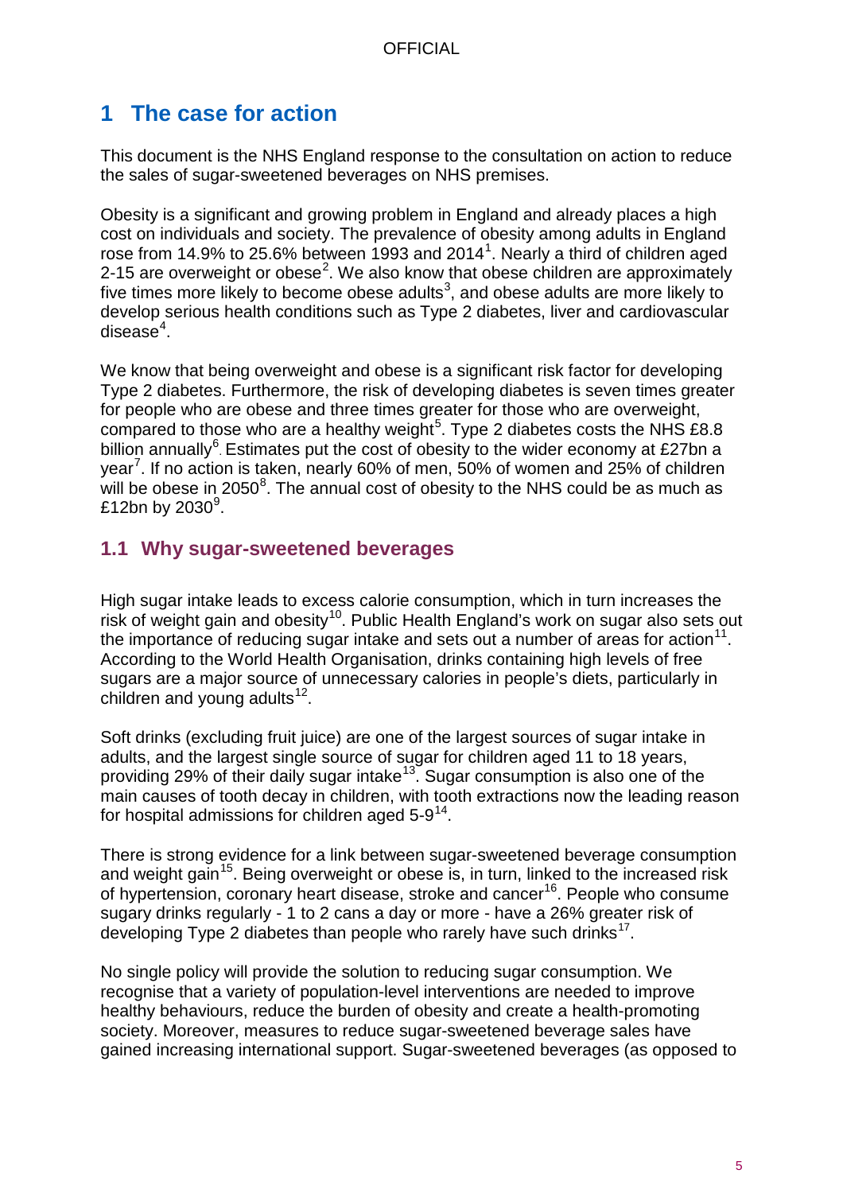# 1 The case for action

This document is the NHS England response to the consultation on action to reduce the sales of sugar-sweetened beverages on NHS premises.

Obesity is a significant and growing problem in England and already places a high cost on individuals and society. The prevalence of obesity among adults in England rose from 14.9% to 25.6% between 1993 and 2014[1]. Nearly a third of children aged 2-15 are overweight or obese[2]. We also know that obese children are approximately five times more likely to become obese adults[3], and obese adults are more likely to develop serious health conditions such as Type 2 diabetes, liver and cardiovascular disease[4].

We know that being overweight and obese is a significant risk factor for developing Type 2 diabetes. Furthermore, the risk of developing diabetes is seven times greater for people who are obese and three times greater for those who are overweight, compared to those who are a healthy weight[5]. Type 2 diabetes costs the NHS £8.8 billion annually[6]. Estimates put the cost of obesity to the wider economy at £27bn a year[7]. If no action is taken, nearly 60% of men, 50% of women and 25% of children will be obese in 2050[8]. The annual cost of obesity to the NHS could be as much as £12bn by 2030[9].

## 1.1 Why sugar-sweetened beverages

High sugar intake leads to excess calorie consumption, which in turn increases the risk of weight gain and obesity[10]. Public Health England's work on sugar also sets out the importance of reducing sugar intake and sets out a number of areas for action[11]. According to the World Health Organisation, drinks containing high levels of free sugars are a major source of unnecessary calories in people's diets, particularly in children and young adults[12].

Soft drinks (excluding fruit juice) are one of the largest sources of sugar intake in adults, and the largest single source of sugar for children aged 11 to 18 years, providing 29% of their daily sugar intake[13]. Sugar consumption is also one of the main causes of tooth decay in children, with tooth extractions now the leading reason for hospital admissions for children aged 5-9[14].

There is strong evidence for a link between sugar-sweetened beverage consumption and weight gain[15]. Being overweight or obese is, in turn, linked to the increased risk of hypertension, coronary heart disease, stroke and cancer[16]. People who consume sugary drinks regularly - 1 to 2 cans a day or more - have a 26% greater risk of developing Type 2 diabetes than people who rarely have such drinks[17].

No single policy will provide the solution to reducing sugar consumption. We recognise that a variety of population-level interventions are needed to improve healthy behaviours, reduce the burden of obesity and create a health-promoting society. Moreover, measures to reduce sugar-sweetened beverage sales have gained increasing international support. Sugar-sweetened beverages (as opposed to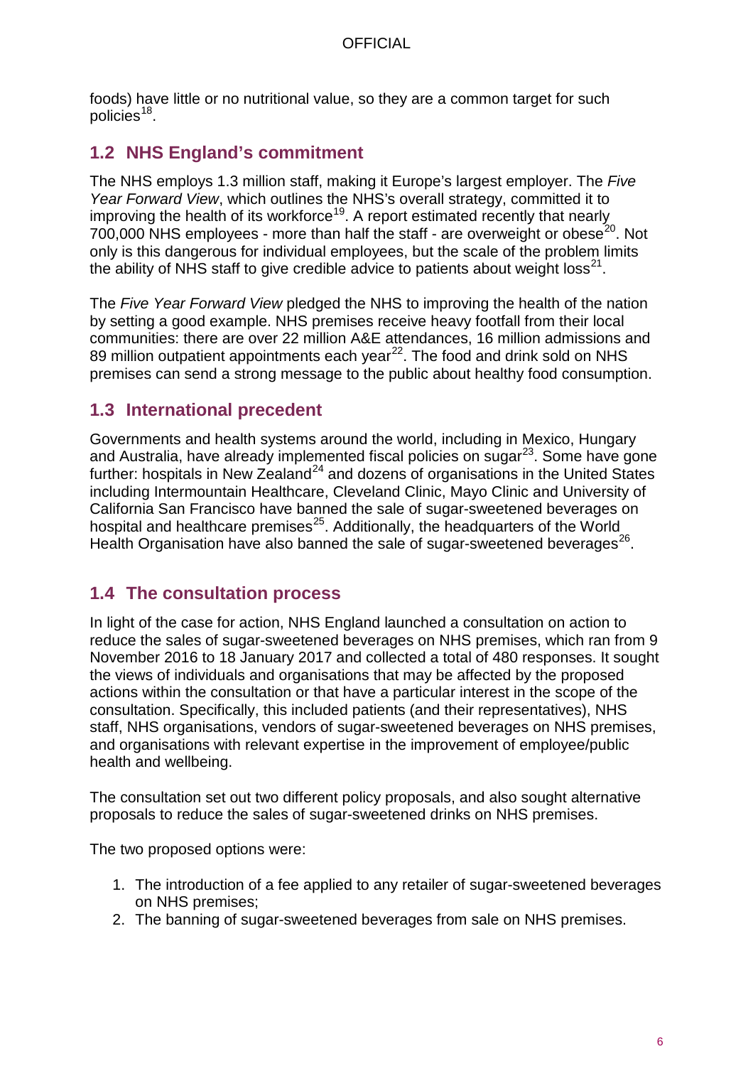foods) have little or no nutritional value, so they are a common target for such policies[18].

## 1.2 NHS England's commitment

The NHS employs 1.3 million staff, making it Europe's largest employer. The *Five Year Forward View*, which outlines the NHS's overall strategy, committed it to improving the health of its workforce[19]. A report estimated recently that nearly 700,000 NHS employees - more than half the staff - are overweight or obese[20]. Not only is this dangerous for individual employees, but the scale of the problem limits the ability of NHS staff to give credible advice to patients about weight loss[21].

The *Five Year Forward View* pledged the NHS to improving the health of the nation by setting a good example. NHS premises receive heavy footfall from their local communities: there are over 22 million A&E attendances, 16 million admissions and 89 million outpatient appointments each year[22]. The food and drink sold on NHS premises can send a strong message to the public about healthy food consumption.

## 1.3 International precedent

Governments and health systems around the world, including in Mexico, Hungary and Australia, have already implemented fiscal policies on sugar[23]. Some have gone further: hospitals in New Zealand[24] and dozens of organisations in the United States including Intermountain Healthcare, Cleveland Clinic, Mayo Clinic and University of California San Francisco have banned the sale of sugar-sweetened beverages on hospital and healthcare premises[25]. Additionally, the headquarters of the World Health Organisation have also banned the sale of sugar-sweetened beverages[26].

## 1.4 The consultation process

In light of the case for action, NHS England launched a consultation on action to reduce the sales of sugar-sweetened beverages on NHS premises, which ran from 9 November 2016 to 18 January 2017 and collected a total of 480 responses. It sought the views of individuals and organisations that may be affected by the proposed actions within the consultation or that have a particular interest in the scope of the consultation. Specifically, this included patients (and their representatives), NHS staff, NHS organisations, vendors of sugar-sweetened beverages on NHS premises, and organisations with relevant expertise in the improvement of employee/public health and wellbeing.

The consultation set out two different policy proposals, and also sought alternative proposals to reduce the sales of sugar-sweetened drinks on NHS premises.

The two proposed options were:

1. The introduction of a fee applied to any retailer of sugar-sweetened beverages on NHS premises;
2. The banning of sugar-sweetened beverages from sale on NHS premises.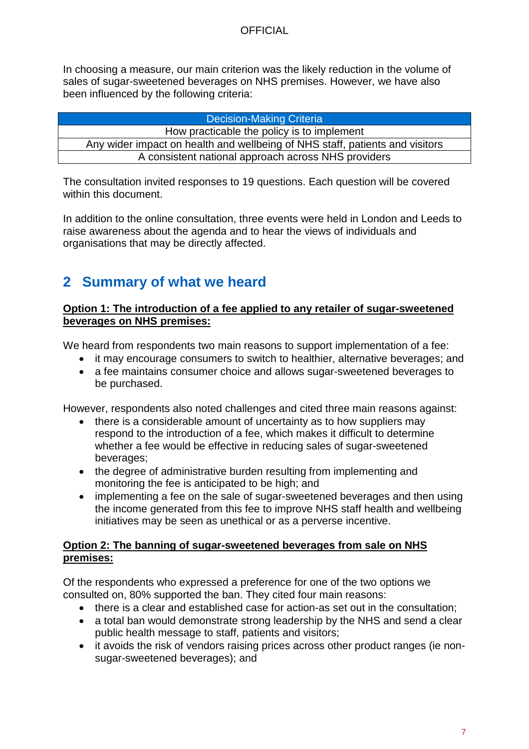In choosing a measure, our main criterion was the likely reduction in the volume of sales of sugar-sweetened beverages on NHS premises. However, we have also been influenced by the following criteria:

| Decision-Making Criteria |
| --- |
| How practicable the policy is to implement |
| Any wider impact on health and wellbeing of NHS staff, patients and visitors |
| A consistent national approach across NHS providers |

The consultation invited responses to 19 questions. Each question will be covered within this document.

In addition to the online consultation, three events were held in London and Leeds to raise awareness about the agenda and to hear the views of individuals and organisations that may be directly affected.

## 2 Summary of what we heard

**Option 1: The introduction of a fee applied to any retailer of sugar-sweetened beverages on NHS premises:**

We heard from respondents two main reasons to support implementation of a fee:

- it may encourage consumers to switch to healthier, alternative beverages; and
- a fee maintains consumer choice and allows sugar-sweetened beverages to be purchased.

However, respondents also noted challenges and cited three main reasons against:

- there is a considerable amount of uncertainty as to how suppliers may respond to the introduction of a fee, which makes it difficult to determine whether a fee would be effective in reducing sales of sugar-sweetened beverages;
- the degree of administrative burden resulting from implementing and monitoring the fee is anticipated to be high; and
- implementing a fee on the sale of sugar-sweetened beverages and then using the income generated from this fee to improve NHS staff health and wellbeing initiatives may be seen as unethical or as a perverse incentive.

**Option 2: The banning of sugar-sweetened beverages from sale on NHS premises:**

Of the respondents who expressed a preference for one of the two options we consulted on, 80% supported the ban. They cited four main reasons:

- there is a clear and established case for action-as set out in the consultation;
- a total ban would demonstrate strong leadership by the NHS and send a clear public health message to staff, patients and visitors;
- it avoids the risk of vendors raising prices across other product ranges (ie non-sugar-sweetened beverages); and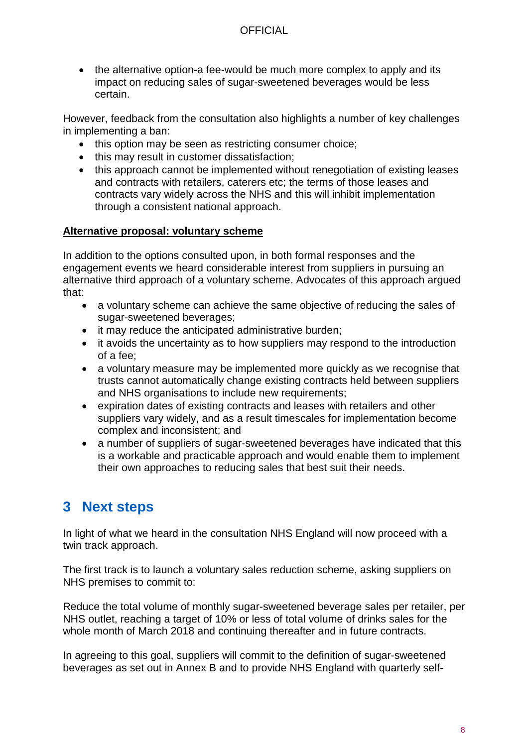- the alternative option-a fee-would be much more complex to apply and its impact on reducing sales of sugar-sweetened beverages would be less certain.

However, feedback from the consultation also highlights a number of key challenges in implementing a ban:

- this option may be seen as restricting consumer choice;
- this may result in customer dissatisfaction;
- this approach cannot be implemented without renegotiation of existing leases and contracts with retailers, caterers etc; the terms of those leases and contracts vary widely across the NHS and this will inhibit implementation through a consistent national approach.

**Alternative proposal: voluntary scheme**

In addition to the options consulted upon, in both formal responses and the engagement events we heard considerable interest from suppliers in pursuing an alternative third approach of a voluntary scheme. Advocates of this approach argued that:

- a voluntary scheme can achieve the same objective of reducing the sales of sugar-sweetened beverages;
- it may reduce the anticipated administrative burden;
- it avoids the uncertainty as to how suppliers may respond to the introduction of a fee;
- a voluntary measure may be implemented more quickly as we recognise that trusts cannot automatically change existing contracts held between suppliers and NHS organisations to include new requirements;
- expiration dates of existing contracts and leases with retailers and other suppliers vary widely, and as a result timescales for implementation become complex and inconsistent; and
- a number of suppliers of sugar-sweetened beverages have indicated that this is a workable and practicable approach and would enable them to implement their own approaches to reducing sales that best suit their needs.

## 3 Next steps

In light of what we heard in the consultation NHS England will now proceed with a twin track approach.

The first track is to launch a voluntary sales reduction scheme, asking suppliers on NHS premises to commit to:

Reduce the total volume of monthly sugar-sweetened beverage sales per retailer, per NHS outlet, reaching a target of 10% or less of total volume of drinks sales for the whole month of March 2018 and continuing thereafter and in future contracts.

In agreeing to this goal, suppliers will commit to the definition of sugar-sweetened beverages as set out in Annex B and to provide NHS England with quarterly self-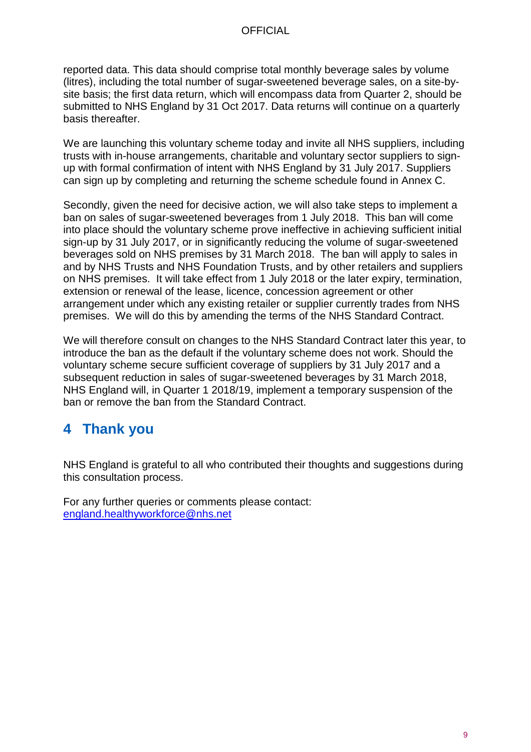reported data. This data should comprise total monthly beverage sales by volume (litres), including the total number of sugar-sweetened beverage sales, on a site-by-site basis; the first data return, which will encompass data from Quarter 2, should be submitted to NHS England by 31 Oct 2017. Data returns will continue on a quarterly basis thereafter.

We are launching this voluntary scheme today and invite all NHS suppliers, including trusts with in-house arrangements, charitable and voluntary sector suppliers to sign-up with formal confirmation of intent with NHS England by 31 July 2017. Suppliers can sign up by completing and returning the scheme schedule found in Annex C.

Secondly, given the need for decisive action, we will also take steps to implement a ban on sales of sugar-sweetened beverages from 1 July 2018. This ban will come into place should the voluntary scheme prove ineffective in achieving sufficient initial sign-up by 31 July 2017, or in significantly reducing the volume of sugar-sweetened beverages sold on NHS premises by 31 March 2018. The ban will apply to sales in and by NHS Trusts and NHS Foundation Trusts, and by other retailers and suppliers on NHS premises. It will take effect from 1 July 2018 or the later expiry, termination, extension or renewal of the lease, licence, concession agreement or other arrangement under which any existing retailer or supplier currently trades from NHS premises. We will do this by amending the terms of the NHS Standard Contract.

We will therefore consult on changes to the NHS Standard Contract later this year, to introduce the ban as the default if the voluntary scheme does not work. Should the voluntary scheme secure sufficient coverage of suppliers by 31 July 2017 and a subsequent reduction in sales of sugar-sweetened beverages by 31 March 2018, NHS England will, in Quarter 1 2018/19, implement a temporary suspension of the ban or remove the ban from the Standard Contract.

# 4 Thank you

NHS England is grateful to all who contributed their thoughts and suggestions during this consultation process.

For any further queries or comments please contact:
england.healthyworkforce@nhs.net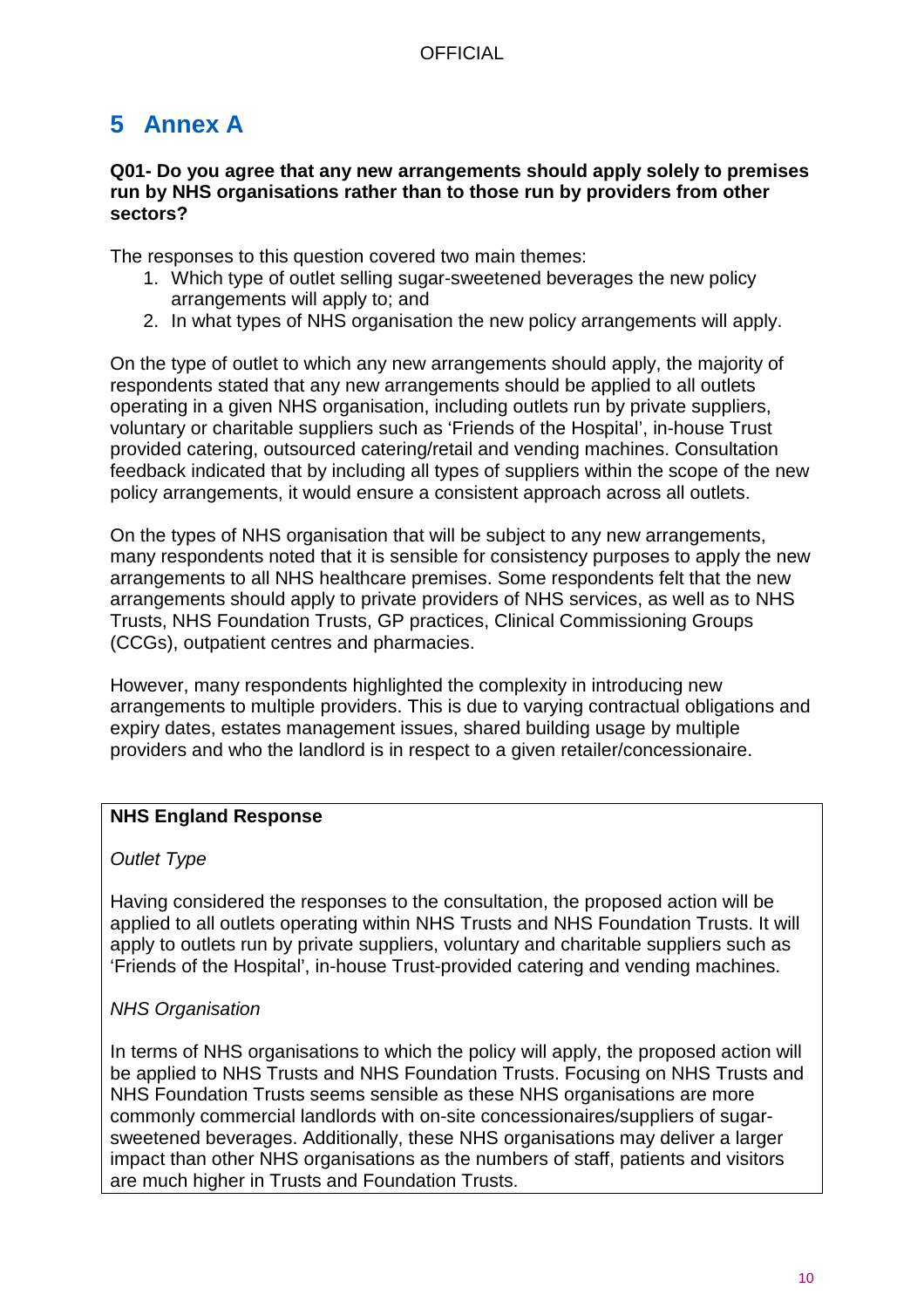# 5 Annex A

**Q01- Do you agree that any new arrangements should apply solely to premises run by NHS organisations rather than to those run by providers from other sectors?**

The responses to this question covered two main themes:

1. Which type of outlet selling sugar-sweetened beverages the new policy arrangements will apply to; and
2. In what types of NHS organisation the new policy arrangements will apply.

On the type of outlet to which any new arrangements should apply, the majority of respondents stated that any new arrangements should be applied to all outlets operating in a given NHS organisation, including outlets run by private suppliers, voluntary or charitable suppliers such as 'Friends of the Hospital', in-house Trust provided catering, outsourced catering/retail and vending machines. Consultation feedback indicated that by including all types of suppliers within the scope of the new policy arrangements, it would ensure a consistent approach across all outlets.

On the types of NHS organisation that will be subject to any new arrangements, many respondents noted that it is sensible for consistency purposes to apply the new arrangements to all NHS healthcare premises. Some respondents felt that the new arrangements should apply to private providers of NHS services, as well as to NHS Trusts, NHS Foundation Trusts, GP practices, Clinical Commissioning Groups (CCGs), outpatient centres and pharmacies.

However, many respondents highlighted the complexity in introducing new arrangements to multiple providers. This is due to varying contractual obligations and expiry dates, estates management issues, shared building usage by multiple providers and who the landlord is in respect to a given retailer/concessionaire.

**NHS England Response**

*Outlet Type*

Having considered the responses to the consultation, the proposed action will be applied to all outlets operating within NHS Trusts and NHS Foundation Trusts. It will apply to outlets run by private suppliers, voluntary and charitable suppliers such as 'Friends of the Hospital', in-house Trust-provided catering and vending machines.

*NHS Organisation*

In terms of NHS organisations to which the policy will apply, the proposed action will be applied to NHS Trusts and NHS Foundation Trusts. Focusing on NHS Trusts and NHS Foundation Trusts seems sensible as these NHS organisations are more commonly commercial landlords with on-site concessionaires/suppliers of sugar-sweetened beverages. Additionally, these NHS organisations may deliver a larger impact than other NHS organisations as the numbers of staff, patients and visitors are much higher in Trusts and Foundation Trusts.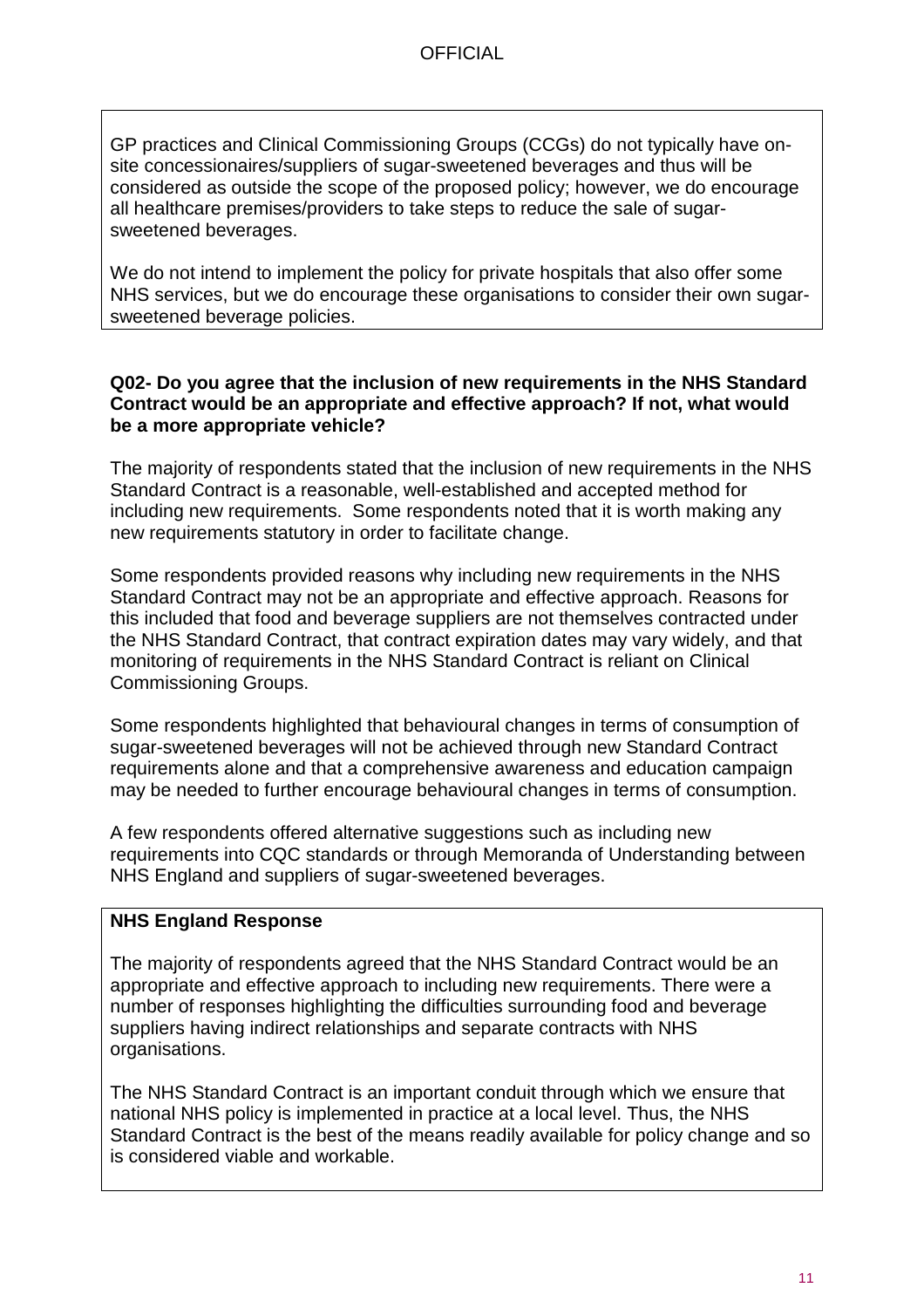GP practices and Clinical Commissioning Groups (CCGs) do not typically have on-site concessionaires/suppliers of sugar-sweetened beverages and thus will be considered as outside the scope of the proposed policy; however, we do encourage all healthcare premises/providers to take steps to reduce the sale of sugar-sweetened beverages.

We do not intend to implement the policy for private hospitals that also offer some NHS services, but we do encourage these organisations to consider their own sugar-sweetened beverage policies.

**Q02- Do you agree that the inclusion of new requirements in the NHS Standard Contract would be an appropriate and effective approach? If not, what would be a more appropriate vehicle?**

The majority of respondents stated that the inclusion of new requirements in the NHS Standard Contract is a reasonable, well-established and accepted method for including new requirements. Some respondents noted that it is worth making any new requirements statutory in order to facilitate change.

Some respondents provided reasons why including new requirements in the NHS Standard Contract may not be an appropriate and effective approach. Reasons for this included that food and beverage suppliers are not themselves contracted under the NHS Standard Contract, that contract expiration dates may vary widely, and that monitoring of requirements in the NHS Standard Contract is reliant on Clinical Commissioning Groups.

Some respondents highlighted that behavioural changes in terms of consumption of sugar-sweetened beverages will not be achieved through new Standard Contract requirements alone and that a comprehensive awareness and education campaign may be needed to further encourage behavioural changes in terms of consumption.

A few respondents offered alternative suggestions such as including new requirements into CQC standards or through Memoranda of Understanding between NHS England and suppliers of sugar-sweetened beverages.

**NHS England Response**

The majority of respondents agreed that the NHS Standard Contract would be an appropriate and effective approach to including new requirements. There were a number of responses highlighting the difficulties surrounding food and beverage suppliers having indirect relationships and separate contracts with NHS organisations.

The NHS Standard Contract is an important conduit through which we ensure that national NHS policy is implemented in practice at a local level. Thus, the NHS Standard Contract is the best of the means readily available for policy change and so is considered viable and workable.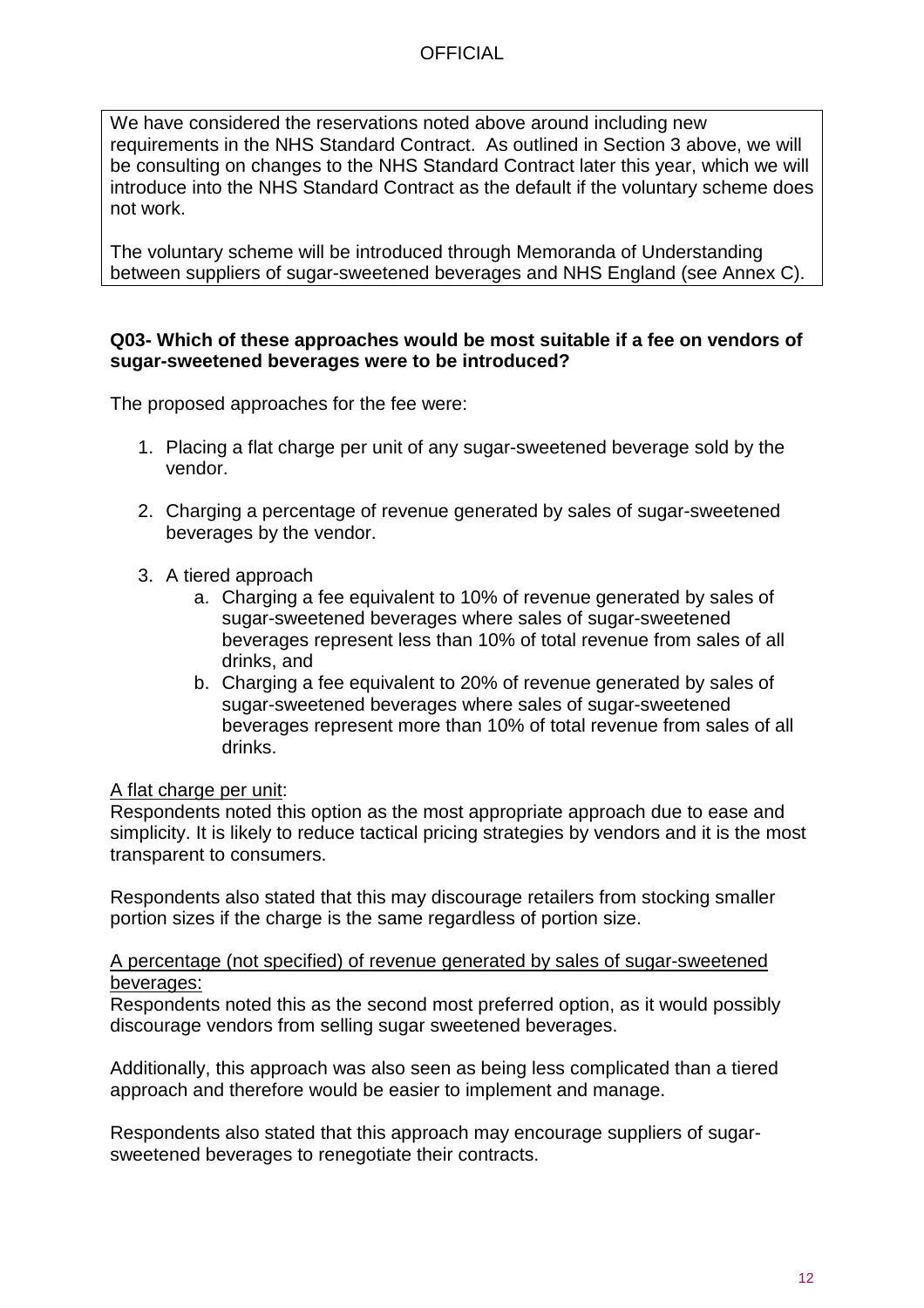We have considered the reservations noted above around including new requirements in the NHS Standard Contract. As outlined in Section 3 above, we will be consulting on changes to the NHS Standard Contract later this year, which we will introduce into the NHS Standard Contract as the default if the voluntary scheme does not work.

The voluntary scheme will be introduced through Memoranda of Understanding between suppliers of sugar-sweetened beverages and NHS England (see Annex C).

**Q03- Which of these approaches would be most suitable if a fee on vendors of sugar-sweetened beverages were to be introduced?**

The proposed approaches for the fee were:

1. Placing a flat charge per unit of any sugar-sweetened beverage sold by the vendor.

2. Charging a percentage of revenue generated by sales of sugar-sweetened beverages by the vendor.

3. A tiered approach
    a. Charging a fee equivalent to 10% of revenue generated by sales of sugar-sweetened beverages where sales of sugar-sweetened beverages represent less than 10% of total revenue from sales of all drinks, and
    b. Charging a fee equivalent to 20% of revenue generated by sales of sugar-sweetened beverages where sales of sugar-sweetened beverages represent more than 10% of total revenue from sales of all drinks.

<u>A flat charge per unit</u>:
Respondents noted this option as the most appropriate approach due to ease and simplicity. It is likely to reduce tactical pricing strategies by vendors and it is the most transparent to consumers.

Respondents also stated that this may discourage retailers from stocking smaller portion sizes if the charge is the same regardless of portion size.

<u>A percentage (not specified) of revenue generated by sales of sugar-sweetened beverages:</u>
Respondents noted this as the second most preferred option, as it would possibly discourage vendors from selling sugar sweetened beverages.

Additionally, this approach was also seen as being less complicated than a tiered approach and therefore would be easier to implement and manage.

Respondents also stated that this approach may encourage suppliers of sugar-sweetened beverages to renegotiate their contracts.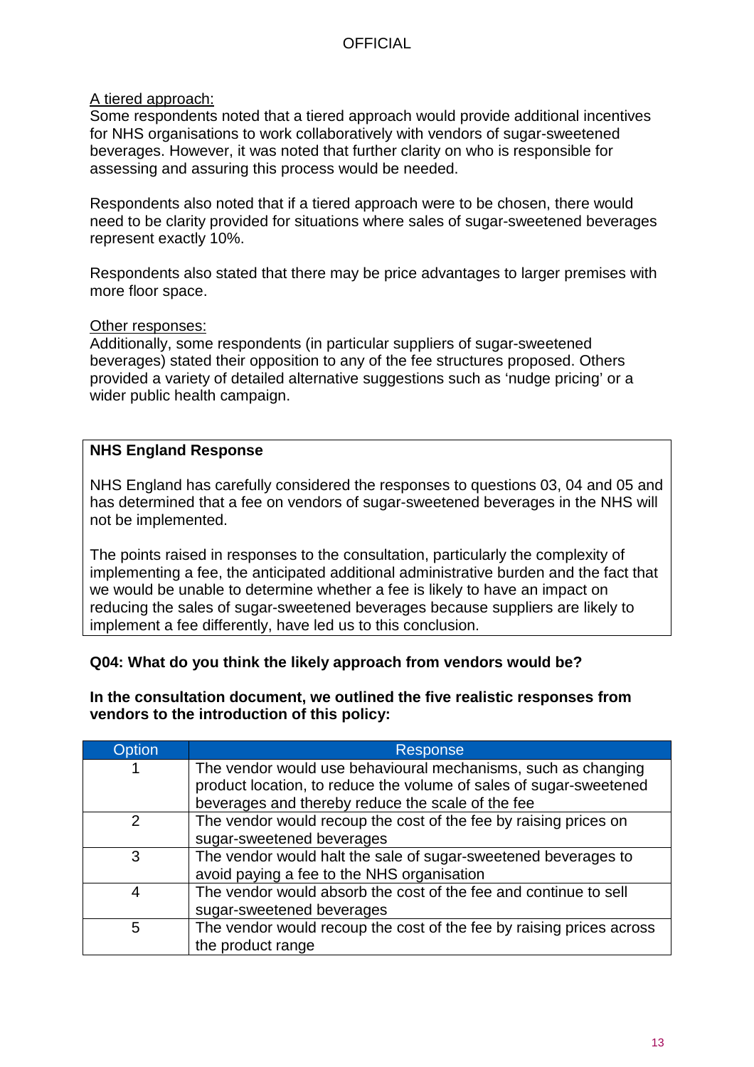A tiered approach:

Some respondents noted that a tiered approach would provide additional incentives for NHS organisations to work collaboratively with vendors of sugar-sweetened beverages. However, it was noted that further clarity on who is responsible for assessing and assuring this process would be needed.

Respondents also noted that if a tiered approach were to be chosen, there would need to be clarity provided for situations where sales of sugar-sweetened beverages represent exactly 10%.

Respondents also stated that there may be price advantages to larger premises with more floor space.

Other responses:

Additionally, some respondents (in particular suppliers of sugar-sweetened beverages) stated their opposition to any of the fee structures proposed. Others provided a variety of detailed alternative suggestions such as 'nudge pricing' or a wider public health campaign.

**NHS England Response**

NHS England has carefully considered the responses to questions 03, 04 and 05 and has determined that a fee on vendors of sugar-sweetened beverages in the NHS will not be implemented.

The points raised in responses to the consultation, particularly the complexity of implementing a fee, the anticipated additional administrative burden and the fact that we would be unable to determine whether a fee is likely to have an impact on reducing the sales of sugar-sweetened beverages because suppliers are likely to implement a fee differently, have led us to this conclusion.

**Q04: What do you think the likely approach from vendors would be?**

**In the consultation document, we outlined the five realistic responses from vendors to the introduction of this policy:**

| Option | Response |
| --- | --- |
| 1 | The vendor would use behavioural mechanisms, such as changing product location, to reduce the volume of sales of sugar-sweetened beverages and thereby reduce the scale of the fee |
| 2 | The vendor would recoup the cost of the fee by raising prices on sugar-sweetened beverages |
| 3 | The vendor would halt the sale of sugar-sweetened beverages to avoid paying a fee to the NHS organisation |
| 4 | The vendor would absorb the cost of the fee and continue to sell sugar-sweetened beverages |
| 5 | The vendor would recoup the cost of the fee by raising prices across the product range |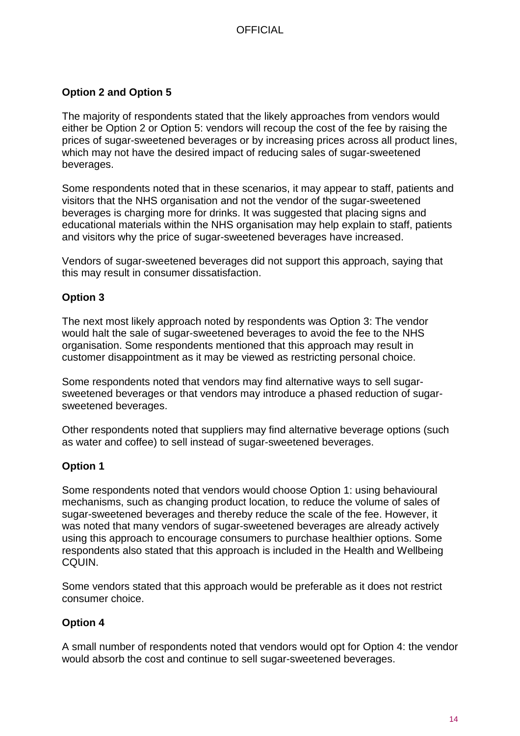**Option 2 and Option 5**

The majority of respondents stated that the likely approaches from vendors would either be Option 2 or Option 5: vendors will recoup the cost of the fee by raising the prices of sugar-sweetened beverages or by increasing prices across all product lines, which may not have the desired impact of reducing sales of sugar-sweetened beverages.

Some respondents noted that in these scenarios, it may appear to staff, patients and visitors that the NHS organisation and not the vendor of the sugar-sweetened beverages is charging more for drinks. It was suggested that placing signs and educational materials within the NHS organisation may help explain to staff, patients and visitors why the price of sugar-sweetened beverages have increased.

Vendors of sugar-sweetened beverages did not support this approach, saying that this may result in consumer dissatisfaction.

**Option 3**

The next most likely approach noted by respondents was Option 3: The vendor would halt the sale of sugar-sweetened beverages to avoid the fee to the NHS organisation. Some respondents mentioned that this approach may result in customer disappointment as it may be viewed as restricting personal choice.

Some respondents noted that vendors may find alternative ways to sell sugar-sweetened beverages or that vendors may introduce a phased reduction of sugar-sweetened beverages.

Other respondents noted that suppliers may find alternative beverage options (such as water and coffee) to sell instead of sugar-sweetened beverages.

**Option 1**

Some respondents noted that vendors would choose Option 1: using behavioural mechanisms, such as changing product location, to reduce the volume of sales of sugar-sweetened beverages and thereby reduce the scale of the fee. However, it was noted that many vendors of sugar-sweetened beverages are already actively using this approach to encourage consumers to purchase healthier options. Some respondents also stated that this approach is included in the Health and Wellbeing CQUIN.

Some vendors stated that this approach would be preferable as it does not restrict consumer choice.

**Option 4**

A small number of respondents noted that vendors would opt for Option 4: the vendor would absorb the cost and continue to sell sugar-sweetened beverages.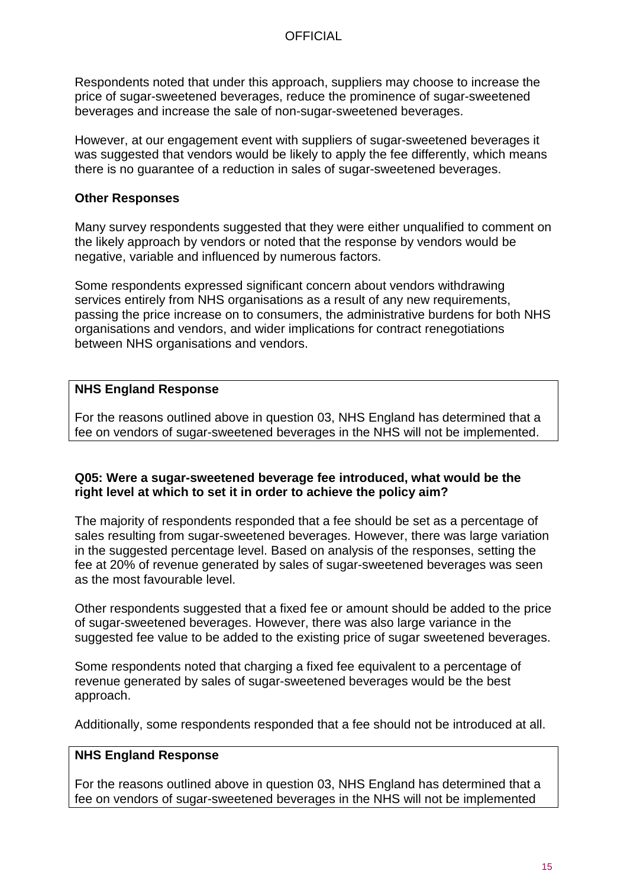Respondents noted that under this approach, suppliers may choose to increase the price of sugar-sweetened beverages, reduce the prominence of sugar-sweetened beverages and increase the sale of non-sugar-sweetened beverages.

However, at our engagement event with suppliers of sugar-sweetened beverages it was suggested that vendors would be likely to apply the fee differently, which means there is no guarantee of a reduction in sales of sugar-sweetened beverages.

**Other Responses**

Many survey respondents suggested that they were either unqualified to comment on the likely approach by vendors or noted that the response by vendors would be negative, variable and influenced by numerous factors.

Some respondents expressed significant concern about vendors withdrawing services entirely from NHS organisations as a result of any new requirements, passing the price increase on to consumers, the administrative burdens for both NHS organisations and vendors, and wider implications for contract renegotiations between NHS organisations and vendors.

**NHS England Response**

For the reasons outlined above in question 03, NHS England has determined that a fee on vendors of sugar-sweetened beverages in the NHS will not be implemented.

**Q05: Were a sugar-sweetened beverage fee introduced, what would be the right level at which to set it in order to achieve the policy aim?**

The majority of respondents responded that a fee should be set as a percentage of sales resulting from sugar-sweetened beverages. However, there was large variation in the suggested percentage level. Based on analysis of the responses, setting the fee at 20% of revenue generated by sales of sugar-sweetened beverages was seen as the most favourable level.

Other respondents suggested that a fixed fee or amount should be added to the price of sugar-sweetened beverages. However, there was also large variance in the suggested fee value to be added to the existing price of sugar sweetened beverages.

Some respondents noted that charging a fixed fee equivalent to a percentage of revenue generated by sales of sugar-sweetened beverages would be the best approach.

Additionally, some respondents responded that a fee should not be introduced at all.

**NHS England Response**

For the reasons outlined above in question 03, NHS England has determined that a fee on vendors of sugar-sweetened beverages in the NHS will not be implemented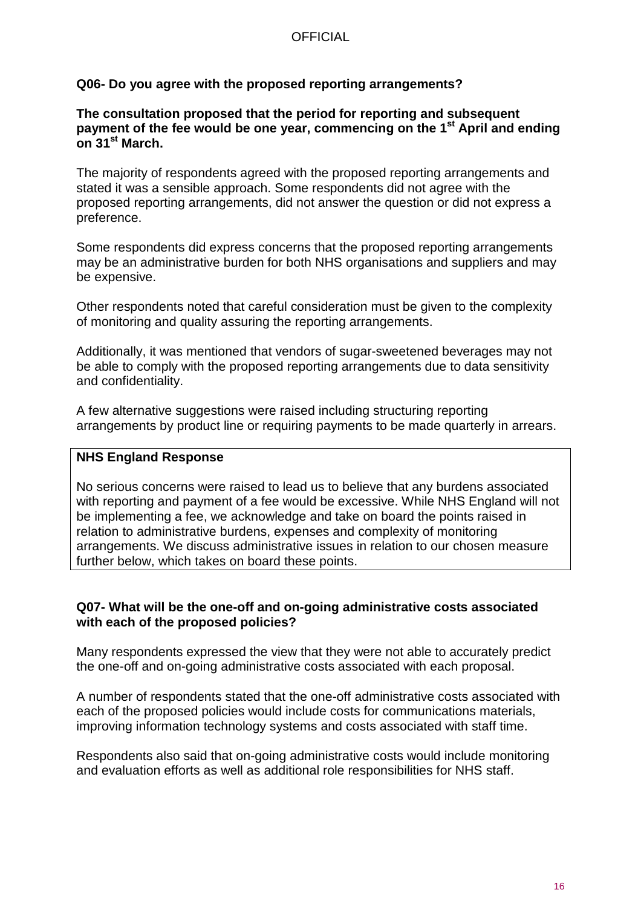**Q06- Do you agree with the proposed reporting arrangements?**

**The consultation proposed that the period for reporting and subsequent payment of the fee would be one year, commencing on the 1st April and ending on 31st March.**

The majority of respondents agreed with the proposed reporting arrangements and stated it was a sensible approach. Some respondents did not agree with the proposed reporting arrangements, did not answer the question or did not express a preference.

Some respondents did express concerns that the proposed reporting arrangements may be an administrative burden for both NHS organisations and suppliers and may be expensive.

Other respondents noted that careful consideration must be given to the complexity of monitoring and quality assuring the reporting arrangements.

Additionally, it was mentioned that vendors of sugar-sweetened beverages may not be able to comply with the proposed reporting arrangements due to data sensitivity and confidentiality.

A few alternative suggestions were raised including structuring reporting arrangements by product line or requiring payments to be made quarterly in arrears.

**NHS England Response**

No serious concerns were raised to lead us to believe that any burdens associated with reporting and payment of a fee would be excessive. While NHS England will not be implementing a fee, we acknowledge and take on board the points raised in relation to administrative burdens, expenses and complexity of monitoring arrangements. We discuss administrative issues in relation to our chosen measure further below, which takes on board these points.

**Q07- What will be the one-off and on-going administrative costs associated with each of the proposed policies?**

Many respondents expressed the view that they were not able to accurately predict the one-off and on-going administrative costs associated with each proposal.

A number of respondents stated that the one-off administrative costs associated with each of the proposed policies would include costs for communications materials, improving information technology systems and costs associated with staff time.

Respondents also said that on-going administrative costs would include monitoring and evaluation efforts as well as additional role responsibilities for NHS staff.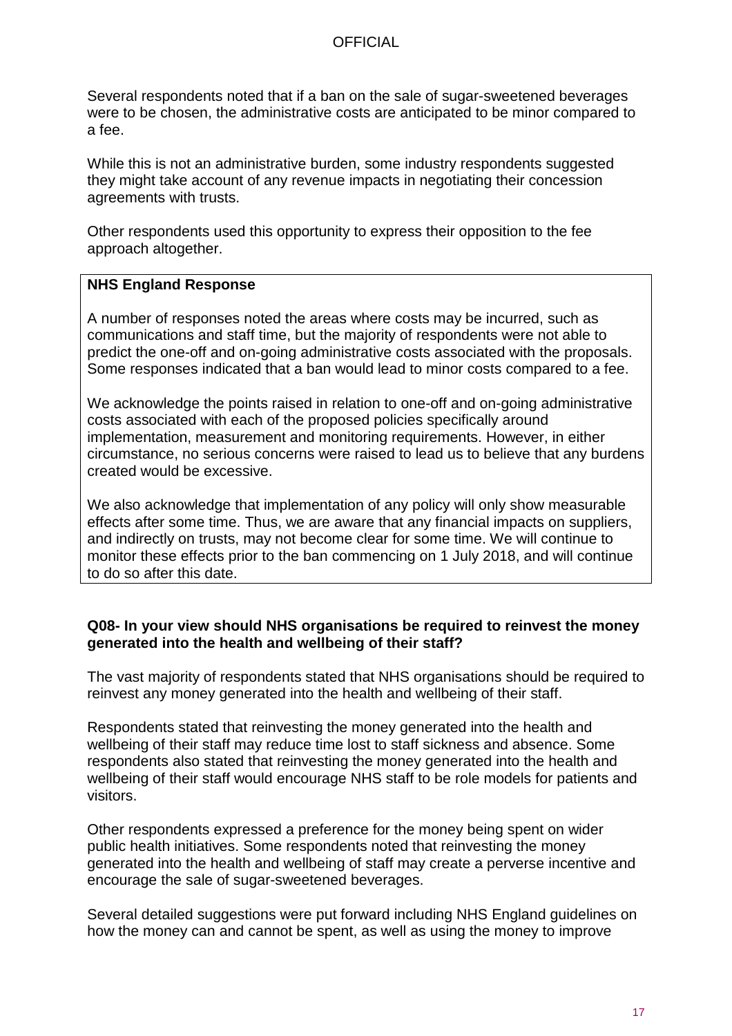Several respondents noted that if a ban on the sale of sugar-sweetened beverages were to be chosen, the administrative costs are anticipated to be minor compared to a fee.

While this is not an administrative burden, some industry respondents suggested they might take account of any revenue impacts in negotiating their concession agreements with trusts.

Other respondents used this opportunity to express their opposition to the fee approach altogether.

**NHS England Response**

A number of responses noted the areas where costs may be incurred, such as communications and staff time, but the majority of respondents were not able to predict the one-off and on-going administrative costs associated with the proposals. Some responses indicated that a ban would lead to minor costs compared to a fee.

We acknowledge the points raised in relation to one-off and on-going administrative costs associated with each of the proposed policies specifically around implementation, measurement and monitoring requirements. However, in either circumstance, no serious concerns were raised to lead us to believe that any burdens created would be excessive.

We also acknowledge that implementation of any policy will only show measurable effects after some time. Thus, we are aware that any financial impacts on suppliers, and indirectly on trusts, may not become clear for some time. We will continue to monitor these effects prior to the ban commencing on 1 July 2018, and will continue to do so after this date.

**Q08- In your view should NHS organisations be required to reinvest the money generated into the health and wellbeing of their staff?**

The vast majority of respondents stated that NHS organisations should be required to reinvest any money generated into the health and wellbeing of their staff.

Respondents stated that reinvesting the money generated into the health and wellbeing of their staff may reduce time lost to staff sickness and absence. Some respondents also stated that reinvesting the money generated into the health and wellbeing of their staff would encourage NHS staff to be role models for patients and visitors.

Other respondents expressed a preference for the money being spent on wider public health initiatives. Some respondents noted that reinvesting the money generated into the health and wellbeing of staff may create a perverse incentive and encourage the sale of sugar-sweetened beverages.

Several detailed suggestions were put forward including NHS England guidelines on how the money can and cannot be spent, as well as using the money to improve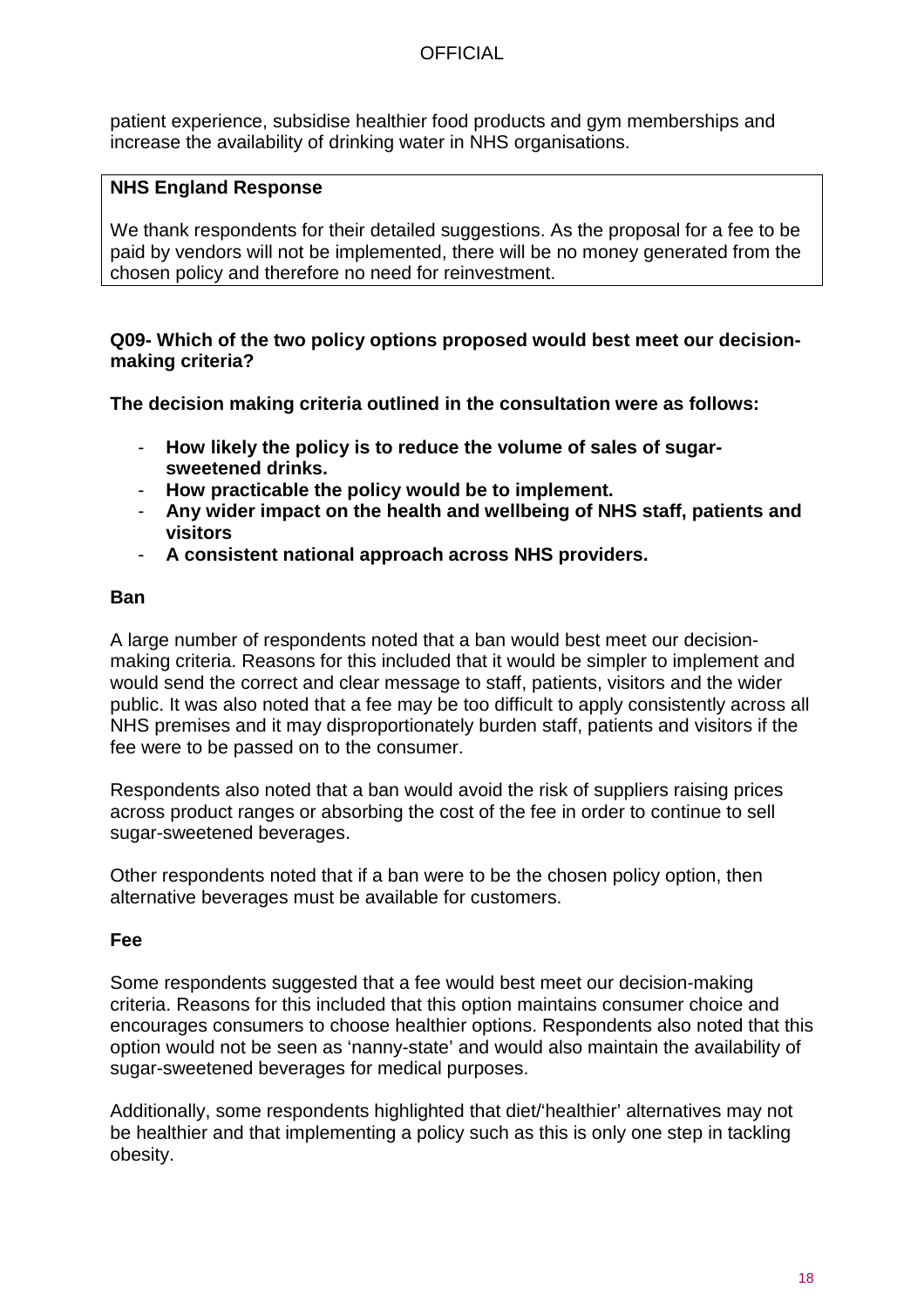patient experience, subsidise healthier food products and gym memberships and increase the availability of drinking water in NHS organisations.

> **NHS England Response**
>
> We thank respondents for their detailed suggestions. As the proposal for a fee to be paid by vendors will not be implemented, there will be no money generated from the chosen policy and therefore no need for reinvestment.

**Q09- Which of the two policy options proposed would best meet our decision-making criteria?**

**The decision making criteria outlined in the consultation were as follows:**

- **How likely the policy is to reduce the volume of sales of sugar-sweetened drinks.**
- **How practicable the policy would be to implement.**
- **Any wider impact on the health and wellbeing of NHS staff, patients and visitors**
- **A consistent national approach across NHS providers.**

**Ban**

A large number of respondents noted that a ban would best meet our decision-making criteria. Reasons for this included that it would be simpler to implement and would send the correct and clear message to staff, patients, visitors and the wider public. It was also noted that a fee may be too difficult to apply consistently across all NHS premises and it may disproportionately burden staff, patients and visitors if the fee were to be passed on to the consumer.

Respondents also noted that a ban would avoid the risk of suppliers raising prices across product ranges or absorbing the cost of the fee in order to continue to sell sugar-sweetened beverages.

Other respondents noted that if a ban were to be the chosen policy option, then alternative beverages must be available for customers.

**Fee**

Some respondents suggested that a fee would best meet our decision-making criteria. Reasons for this included that this option maintains consumer choice and encourages consumers to choose healthier options. Respondents also noted that this option would not be seen as 'nanny-state' and would also maintain the availability of sugar-sweetened beverages for medical purposes.

Additionally, some respondents highlighted that diet/'healthier' alternatives may not be healthier and that implementing a policy such as this is only one step in tackling obesity.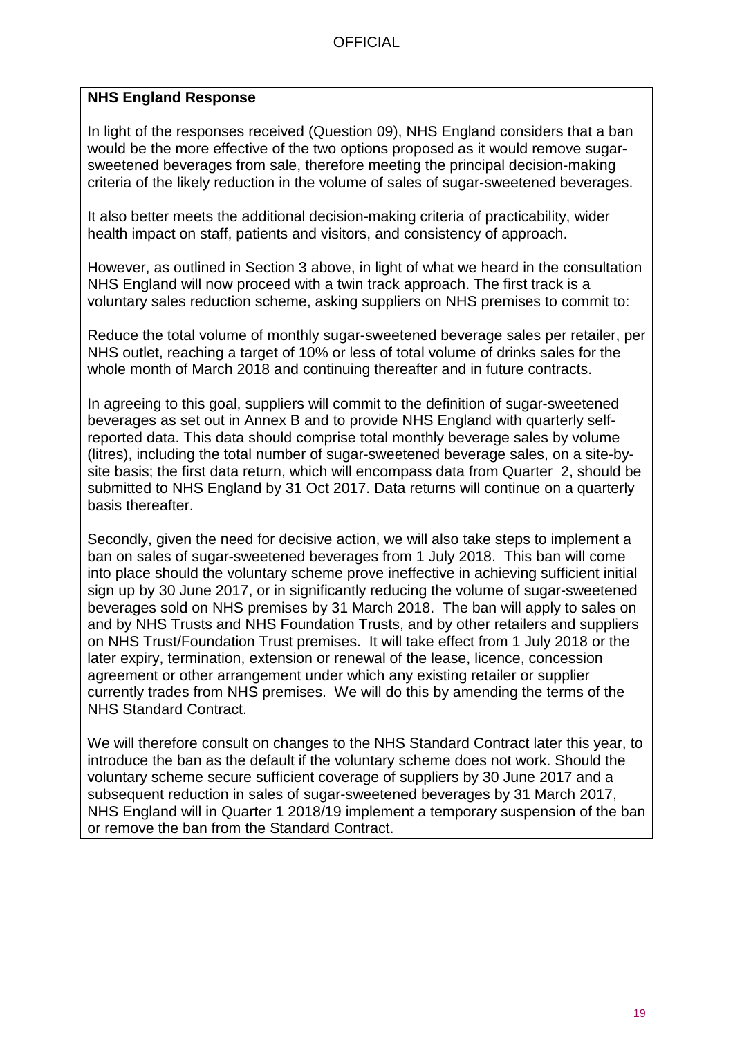**NHS England Response**

In light of the responses received (Question 09), NHS England considers that a ban would be the more effective of the two options proposed as it would remove sugar-sweetened beverages from sale, therefore meeting the principal decision-making criteria of the likely reduction in the volume of sales of sugar-sweetened beverages.

It also better meets the additional decision-making criteria of practicability, wider health impact on staff, patients and visitors, and consistency of approach.

However, as outlined in Section 3 above, in light of what we heard in the consultation NHS England will now proceed with a twin track approach. The first track is a voluntary sales reduction scheme, asking suppliers on NHS premises to commit to:

Reduce the total volume of monthly sugar-sweetened beverage sales per retailer, per NHS outlet, reaching a target of 10% or less of total volume of drinks sales for the whole month of March 2018 and continuing thereafter and in future contracts.

In agreeing to this goal, suppliers will commit to the definition of sugar-sweetened beverages as set out in Annex B and to provide NHS England with quarterly self-reported data. This data should comprise total monthly beverage sales by volume (litres), including the total number of sugar-sweetened beverage sales, on a site-by-site basis; the first data return, which will encompass data from Quarter 2, should be submitted to NHS England by 31 Oct 2017. Data returns will continue on a quarterly basis thereafter.

Secondly, given the need for decisive action, we will also take steps to implement a ban on sales of sugar-sweetened beverages from 1 July 2018. This ban will come into place should the voluntary scheme prove ineffective in achieving sufficient initial sign up by 30 June 2017, or in significantly reducing the volume of sugar-sweetened beverages sold on NHS premises by 31 March 2018. The ban will apply to sales on and by NHS Trusts and NHS Foundation Trusts, and by other retailers and suppliers on NHS Trust/Foundation Trust premises. It will take effect from 1 July 2018 or the later expiry, termination, extension or renewal of the lease, licence, concession agreement or other arrangement under which any existing retailer or supplier currently trades from NHS premises. We will do this by amending the terms of the NHS Standard Contract.

We will therefore consult on changes to the NHS Standard Contract later this year, to introduce the ban as the default if the voluntary scheme does not work. Should the voluntary scheme secure sufficient coverage of suppliers by 30 June 2017 and a subsequent reduction in sales of sugar-sweetened beverages by 31 March 2017, NHS England will in Quarter 1 2018/19 implement a temporary suspension of the ban or remove the ban from the Standard Contract.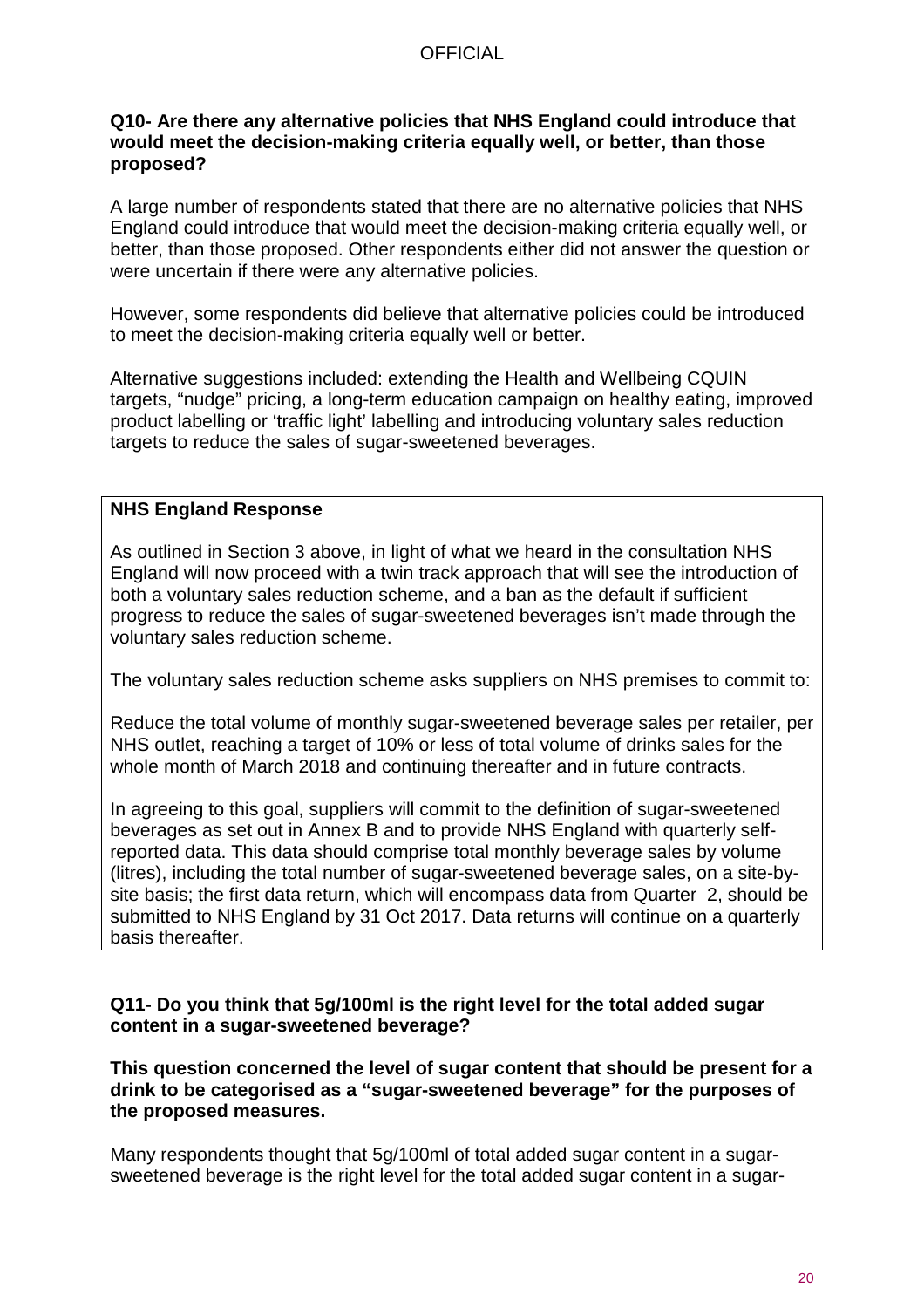**Q10- Are there any alternative policies that NHS England could introduce that would meet the decision-making criteria equally well, or better, than those proposed?**

A large number of respondents stated that there are no alternative policies that NHS England could introduce that would meet the decision-making criteria equally well, or better, than those proposed. Other respondents either did not answer the question or were uncertain if there were any alternative policies.

However, some respondents did believe that alternative policies could be introduced to meet the decision-making criteria equally well or better.

Alternative suggestions included: extending the Health and Wellbeing CQUIN targets, "nudge" pricing, a long-term education campaign on healthy eating, improved product labelling or 'traffic light' labelling and introducing voluntary sales reduction targets to reduce the sales of sugar-sweetened beverages.

**NHS England Response**

As outlined in Section 3 above, in light of what we heard in the consultation NHS England will now proceed with a twin track approach that will see the introduction of both a voluntary sales reduction scheme, and a ban as the default if sufficient progress to reduce the sales of sugar-sweetened beverages isn't made through the voluntary sales reduction scheme.

The voluntary sales reduction scheme asks suppliers on NHS premises to commit to:

Reduce the total volume of monthly sugar-sweetened beverage sales per retailer, per NHS outlet, reaching a target of 10% or less of total volume of drinks sales for the whole month of March 2018 and continuing thereafter and in future contracts.

In agreeing to this goal, suppliers will commit to the definition of sugar-sweetened beverages as set out in Annex B and to provide NHS England with quarterly self-reported data. This data should comprise total monthly beverage sales by volume (litres), including the total number of sugar-sweetened beverage sales, on a site-by-site basis; the first data return, which will encompass data from Quarter 2, should be submitted to NHS England by 31 Oct 2017. Data returns will continue on a quarterly basis thereafter.

**Q11- Do you think that 5g/100ml is the right level for the total added sugar content in a sugar-sweetened beverage?**

**This question concerned the level of sugar content that should be present for a drink to be categorised as a "sugar-sweetened beverage" for the purposes of the proposed measures.**

Many respondents thought that 5g/100ml of total added sugar content in a sugar-sweetened beverage is the right level for the total added sugar content in a sugar-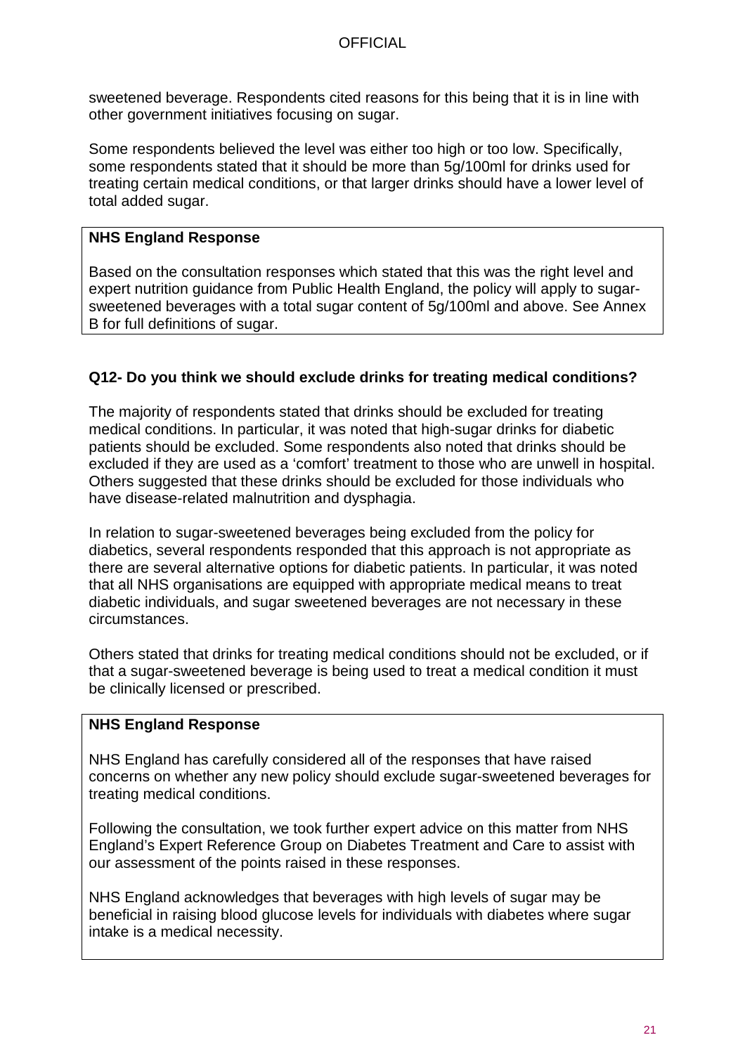sweetened beverage. Respondents cited reasons for this being that it is in line with other government initiatives focusing on sugar.

Some respondents believed the level was either too high or too low. Specifically, some respondents stated that it should be more than 5g/100ml for drinks used for treating certain medical conditions, or that larger drinks should have a lower level of total added sugar.

> **NHS England Response**
>
> Based on the consultation responses which stated that this was the right level and expert nutrition guidance from Public Health England, the policy will apply to sugar-sweetened beverages with a total sugar content of 5g/100ml and above. See Annex B for full definitions of sugar.

### Q12- Do you think we should exclude drinks for treating medical conditions?

The majority of respondents stated that drinks should be excluded for treating medical conditions. In particular, it was noted that high-sugar drinks for diabetic patients should be excluded. Some respondents also noted that drinks should be excluded if they are used as a 'comfort' treatment to those who are unwell in hospital. Others suggested that these drinks should be excluded for those individuals who have disease-related malnutrition and dysphagia.

In relation to sugar-sweetened beverages being excluded from the policy for diabetics, several respondents responded that this approach is not appropriate as there are several alternative options for diabetic patients. In particular, it was noted that all NHS organisations are equipped with appropriate medical means to treat diabetic individuals, and sugar sweetened beverages are not necessary in these circumstances.

Others stated that drinks for treating medical conditions should not be excluded, or if that a sugar-sweetened beverage is being used to treat a medical condition it must be clinically licensed or prescribed.

> **NHS England Response**
>
> NHS England has carefully considered all of the responses that have raised concerns on whether any new policy should exclude sugar-sweetened beverages for treating medical conditions.
>
> Following the consultation, we took further expert advice on this matter from NHS England's Expert Reference Group on Diabetes Treatment and Care to assist with our assessment of the points raised in these responses.
>
> NHS England acknowledges that beverages with high levels of sugar may be beneficial in raising blood glucose levels for individuals with diabetes where sugar intake is a medical necessity.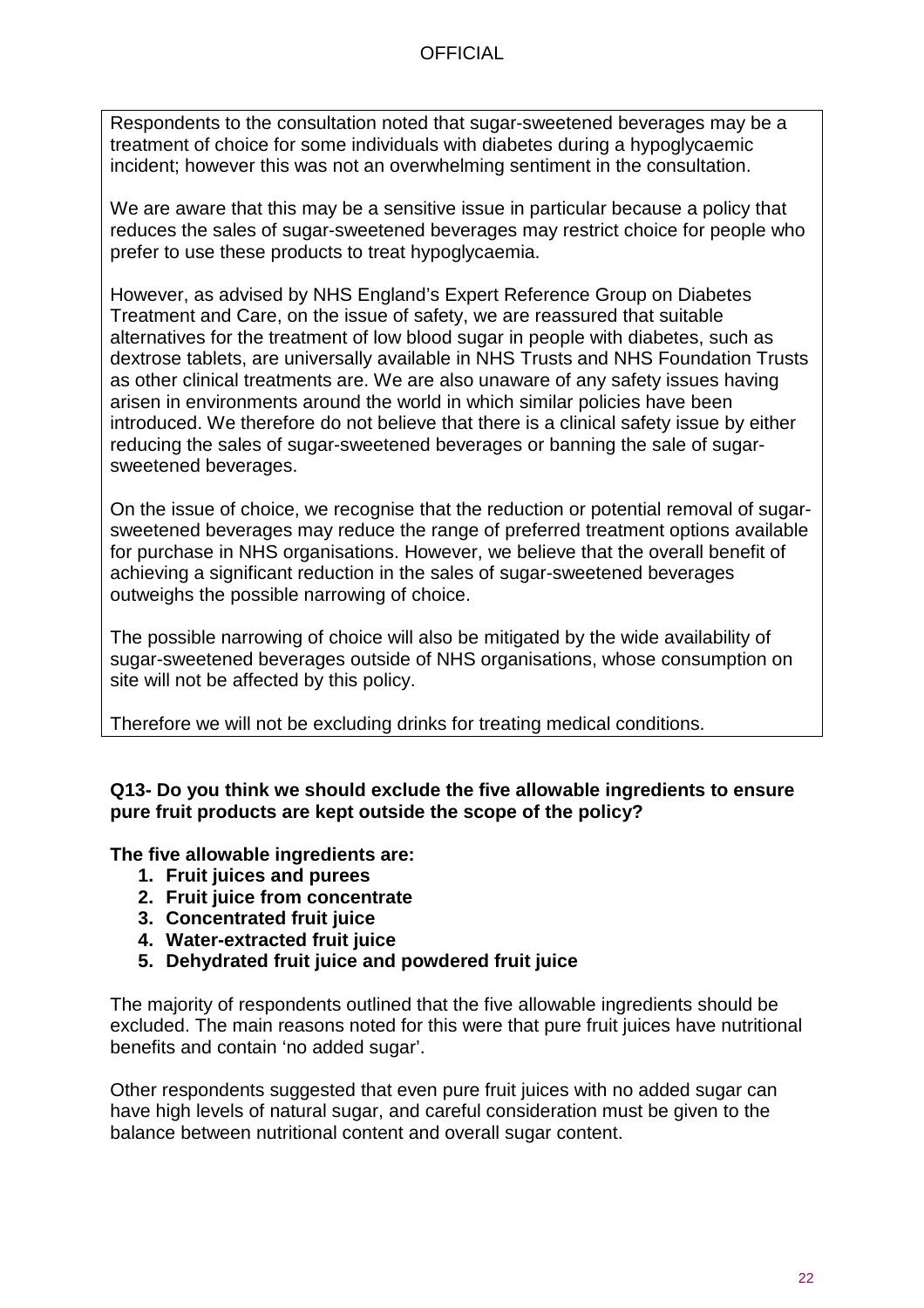Respondents to the consultation noted that sugar-sweetened beverages may be a treatment of choice for some individuals with diabetes during a hypoglycaemic incident; however this was not an overwhelming sentiment in the consultation.

We are aware that this may be a sensitive issue in particular because a policy that reduces the sales of sugar-sweetened beverages may restrict choice for people who prefer to use these products to treat hypoglycaemia.

However, as advised by NHS England's Expert Reference Group on Diabetes Treatment and Care, on the issue of safety, we are reassured that suitable alternatives for the treatment of low blood sugar in people with diabetes, such as dextrose tablets, are universally available in NHS Trusts and NHS Foundation Trusts as other clinical treatments are. We are also unaware of any safety issues having arisen in environments around the world in which similar policies have been introduced. We therefore do not believe that there is a clinical safety issue by either reducing the sales of sugar-sweetened beverages or banning the sale of sugar-sweetened beverages.

On the issue of choice, we recognise that the reduction or potential removal of sugar-sweetened beverages may reduce the range of preferred treatment options available for purchase in NHS organisations. However, we believe that the overall benefit of achieving a significant reduction in the sales of sugar-sweetened beverages outweighs the possible narrowing of choice.

The possible narrowing of choice will also be mitigated by the wide availability of sugar-sweetened beverages outside of NHS organisations, whose consumption on site will not be affected by this policy.

Therefore we will not be excluding drinks for treating medical conditions.

**Q13- Do you think we should exclude the five allowable ingredients to ensure pure fruit products are kept outside the scope of the policy?**

**The five allowable ingredients are:**

1. **Fruit juices and purees**
2. **Fruit juice from concentrate**
3. **Concentrated fruit juice**
4. **Water-extracted fruit juice**
5. **Dehydrated fruit juice and powdered fruit juice**

The majority of respondents outlined that the five allowable ingredients should be excluded. The main reasons noted for this were that pure fruit juices have nutritional benefits and contain 'no added sugar'.

Other respondents suggested that even pure fruit juices with no added sugar can have high levels of natural sugar, and careful consideration must be given to the balance between nutritional content and overall sugar content.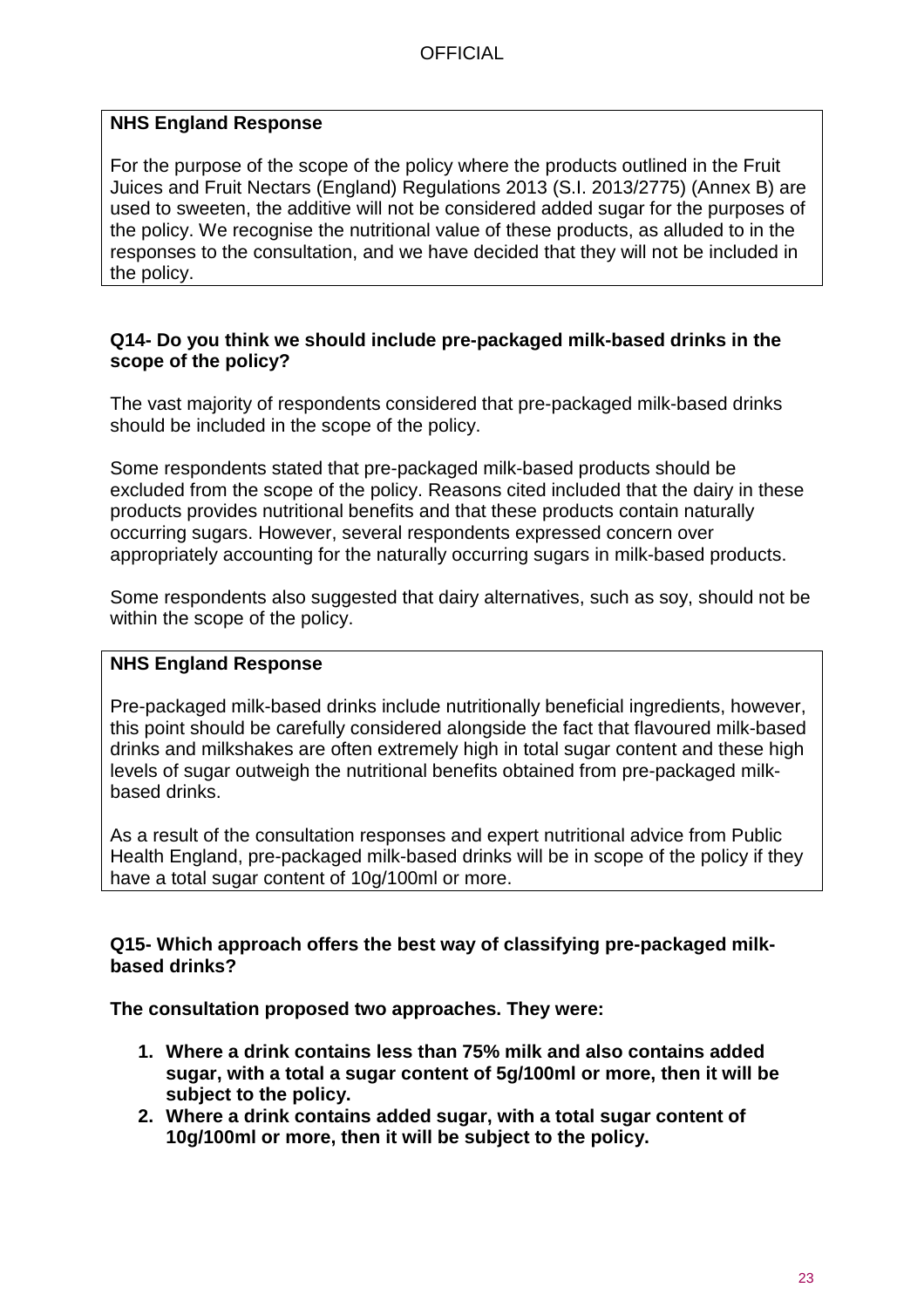**NHS England Response**

For the purpose of the scope of the policy where the products outlined in the Fruit Juices and Fruit Nectars (England) Regulations 2013 (S.I. 2013/2775) (Annex B) are used to sweeten, the additive will not be considered added sugar for the purposes of the policy. We recognise the nutritional value of these products, as alluded to in the responses to the consultation, and we have decided that they will not be included in the policy.

**Q14- Do you think we should include pre-packaged milk-based drinks in the scope of the policy?**

The vast majority of respondents considered that pre-packaged milk-based drinks should be included in the scope of the policy.

Some respondents stated that pre-packaged milk-based products should be excluded from the scope of the policy. Reasons cited included that the dairy in these products provides nutritional benefits and that these products contain naturally occurring sugars. However, several respondents expressed concern over appropriately accounting for the naturally occurring sugars in milk-based products.

Some respondents also suggested that dairy alternatives, such as soy, should not be within the scope of the policy.

**NHS England Response**

Pre-packaged milk-based drinks include nutritionally beneficial ingredients, however, this point should be carefully considered alongside the fact that flavoured milk-based drinks and milkshakes are often extremely high in total sugar content and these high levels of sugar outweigh the nutritional benefits obtained from pre-packaged milk-based drinks.

As a result of the consultation responses and expert nutritional advice from Public Health England, pre-packaged milk-based drinks will be in scope of the policy if they have a total sugar content of 10g/100ml or more.

**Q15- Which approach offers the best way of classifying pre-packaged milk-based drinks?**

**The consultation proposed two approaches. They were:**

1. **Where a drink contains less than 75% milk and also contains added sugar, with a total a sugar content of 5g/100ml or more, then it will be subject to the policy.**
2. **Where a drink contains added sugar, with a total sugar content of 10g/100ml or more, then it will be subject to the policy.**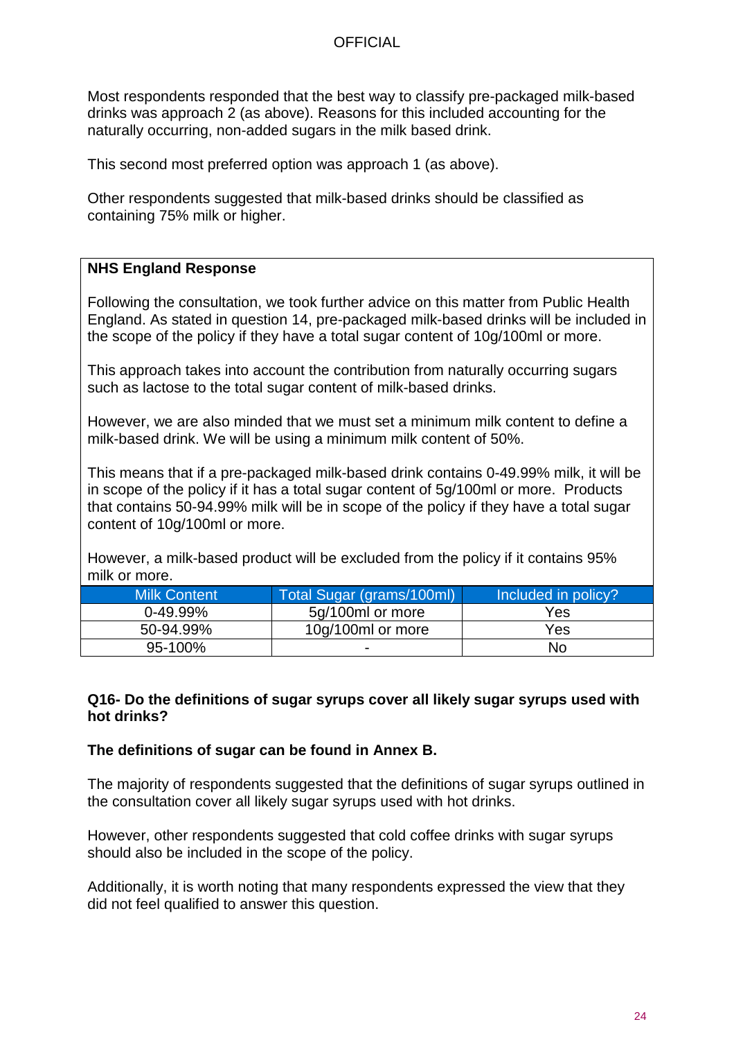Most respondents responded that the best way to classify pre-packaged milk-based drinks was approach 2 (as above). Reasons for this included accounting for the naturally occurring, non-added sugars in the milk based drink.

This second most preferred option was approach 1 (as above).

Other respondents suggested that milk-based drinks should be classified as containing 75% milk or higher.

**NHS England Response**

Following the consultation, we took further advice on this matter from Public Health England. As stated in question 14, pre-packaged milk-based drinks will be included in the scope of the policy if they have a total sugar content of 10g/100ml or more.

This approach takes into account the contribution from naturally occurring sugars such as lactose to the total sugar content of milk-based drinks.

However, we are also minded that we must set a minimum milk content to define a milk-based drink. We will be using a minimum milk content of 50%.

This means that if a pre-packaged milk-based drink contains 0-49.99% milk, it will be in scope of the policy if it has a total sugar content of 5g/100ml or more. Products that contains 50-94.99% milk will be in scope of the policy if they have a total sugar content of 10g/100ml or more.

However, a milk-based product will be excluded from the policy if it contains 95% milk or more.

| Milk Content | Total Sugar (grams/100ml) | Included in policy? |
| --- | --- | --- |
| 0-49.99% | 5g/100ml or more | Yes |
| 50-94.99% | 10g/100ml or more | Yes |
| 95-100% | - | No |

**Q16- Do the definitions of sugar syrups cover all likely sugar syrups used with hot drinks?**

**The definitions of sugar can be found in Annex B.**

The majority of respondents suggested that the definitions of sugar syrups outlined in the consultation cover all likely sugar syrups used with hot drinks.

However, other respondents suggested that cold coffee drinks with sugar syrups should also be included in the scope of the policy.

Additionally, it is worth noting that many respondents expressed the view that they did not feel qualified to answer this question.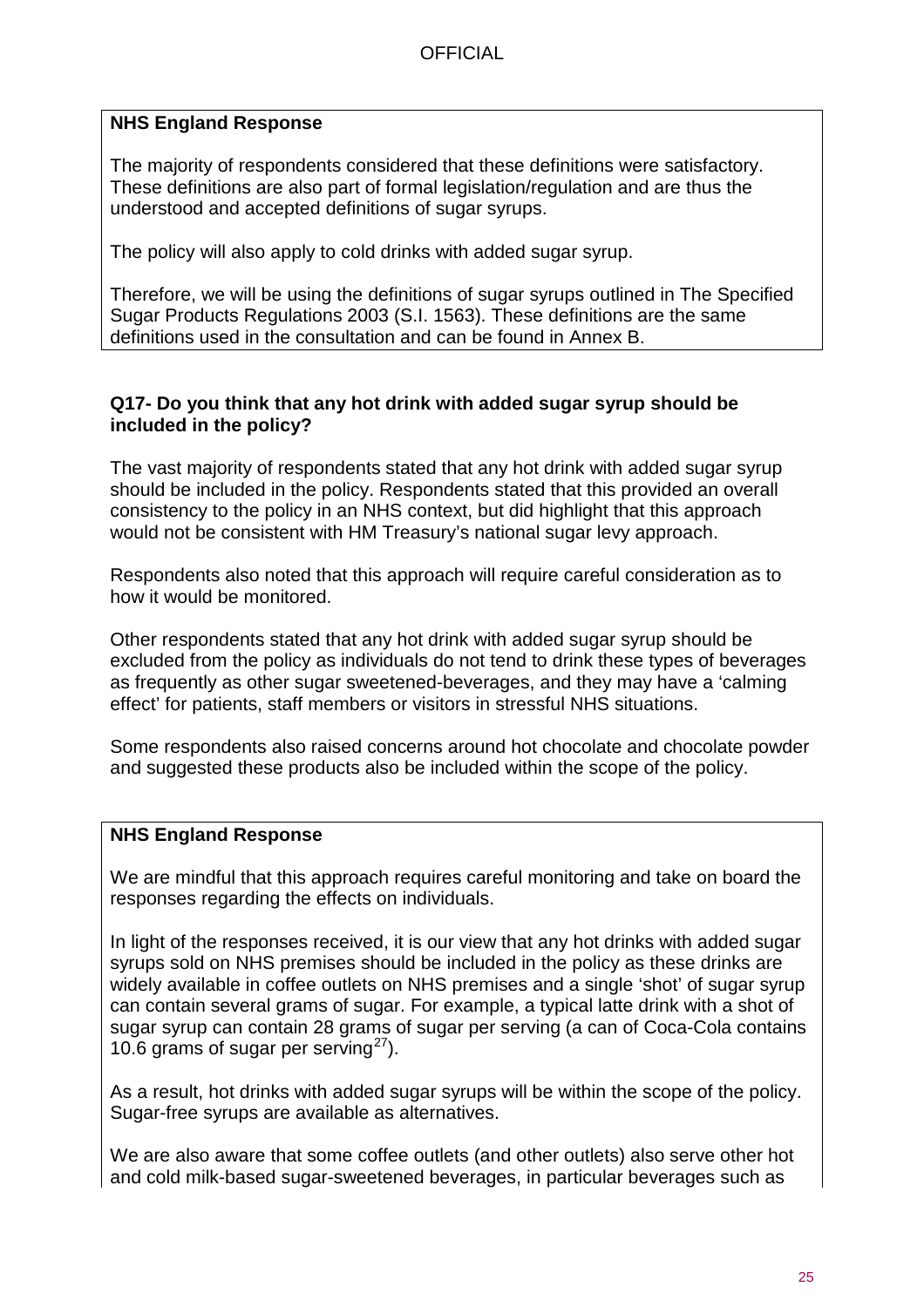**NHS England Response**

The majority of respondents considered that these definitions were satisfactory. These definitions are also part of formal legislation/regulation and are thus the understood and accepted definitions of sugar syrups.

The policy will also apply to cold drinks with added sugar syrup.

Therefore, we will be using the definitions of sugar syrups outlined in The Specified Sugar Products Regulations 2003 (S.I. 1563). These definitions are the same definitions used in the consultation and can be found in Annex B.

**Q17- Do you think that any hot drink with added sugar syrup should be included in the policy?**

The vast majority of respondents stated that any hot drink with added sugar syrup should be included in the policy. Respondents stated that this provided an overall consistency to the policy in an NHS context, but did highlight that this approach would not be consistent with HM Treasury's national sugar levy approach.

Respondents also noted that this approach will require careful consideration as to how it would be monitored.

Other respondents stated that any hot drink with added sugar syrup should be excluded from the policy as individuals do not tend to drink these types of beverages as frequently as other sugar sweetened-beverages, and they may have a 'calming effect' for patients, staff members or visitors in stressful NHS situations.

Some respondents also raised concerns around hot chocolate and chocolate powder and suggested these products also be included within the scope of the policy.

**NHS England Response**

We are mindful that this approach requires careful monitoring and take on board the responses regarding the effects on individuals.

In light of the responses received, it is our view that any hot drinks with added sugar syrups sold on NHS premises should be included in the policy as these drinks are widely available in coffee outlets on NHS premises and a single 'shot' of sugar syrup can contain several grams of sugar. For example, a typical latte drink with a shot of sugar syrup can contain 28 grams of sugar per serving (a can of Coca-Cola contains 10.6 grams of sugar per serving[27]).

As a result, hot drinks with added sugar syrups will be within the scope of the policy. Sugar-free syrups are available as alternatives.

We are also aware that some coffee outlets (and other outlets) also serve other hot and cold milk-based sugar-sweetened beverages, in particular beverages such as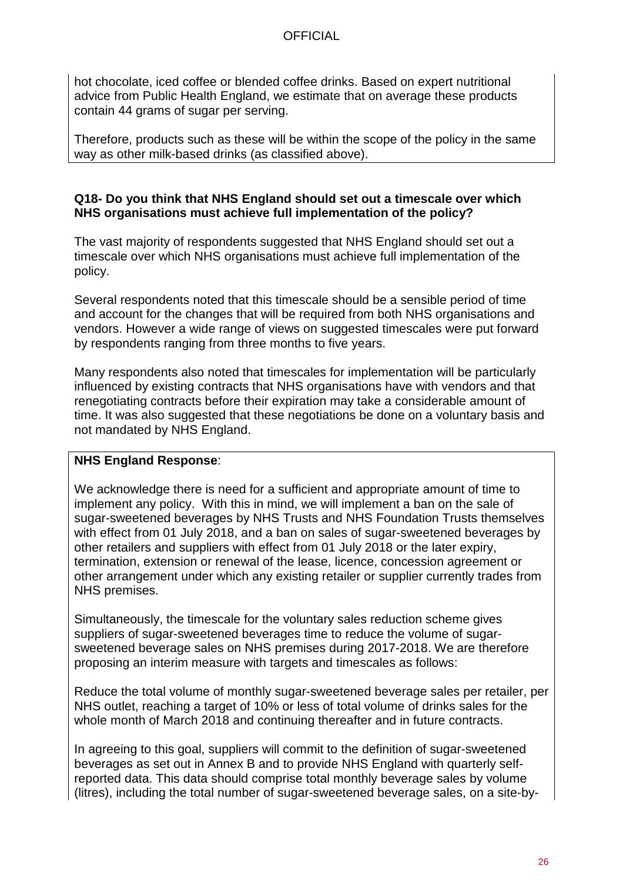hot chocolate, iced coffee or blended coffee drinks. Based on expert nutritional advice from Public Health England, we estimate that on average these products contain 44 grams of sugar per serving.

Therefore, products such as these will be within the scope of the policy in the same way as other milk-based drinks (as classified above).

**Q18- Do you think that NHS England should set out a timescale over which NHS organisations must achieve full implementation of the policy?**

The vast majority of respondents suggested that NHS England should set out a timescale over which NHS organisations must achieve full implementation of the policy.

Several respondents noted that this timescale should be a sensible period of time and account for the changes that will be required from both NHS organisations and vendors. However a wide range of views on suggested timescales were put forward by respondents ranging from three months to five years.

Many respondents also noted that timescales for implementation will be particularly influenced by existing contracts that NHS organisations have with vendors and that renegotiating contracts before their expiration may take a considerable amount of time. It was also suggested that these negotiations be done on a voluntary basis and not mandated by NHS England.

**NHS England Response**:

We acknowledge there is need for a sufficient and appropriate amount of time to implement any policy. With this in mind, we will implement a ban on the sale of sugar-sweetened beverages by NHS Trusts and NHS Foundation Trusts themselves with effect from 01 July 2018, and a ban on sales of sugar-sweetened beverages by other retailers and suppliers with effect from 01 July 2018 or the later expiry, termination, extension or renewal of the lease, licence, concession agreement or other arrangement under which any existing retailer or supplier currently trades from NHS premises.

Simultaneously, the timescale for the voluntary sales reduction scheme gives suppliers of sugar-sweetened beverages time to reduce the volume of sugar-sweetened beverage sales on NHS premises during 2017-2018. We are therefore proposing an interim measure with targets and timescales as follows:

Reduce the total volume of monthly sugar-sweetened beverage sales per retailer, per NHS outlet, reaching a target of 10% or less of total volume of drinks sales for the whole month of March 2018 and continuing thereafter and in future contracts.

In agreeing to this goal, suppliers will commit to the definition of sugar-sweetened beverages as set out in Annex B and to provide NHS England with quarterly self-reported data. This data should comprise total monthly beverage sales by volume (litres), including the total number of sugar-sweetened beverage sales, on a site-by-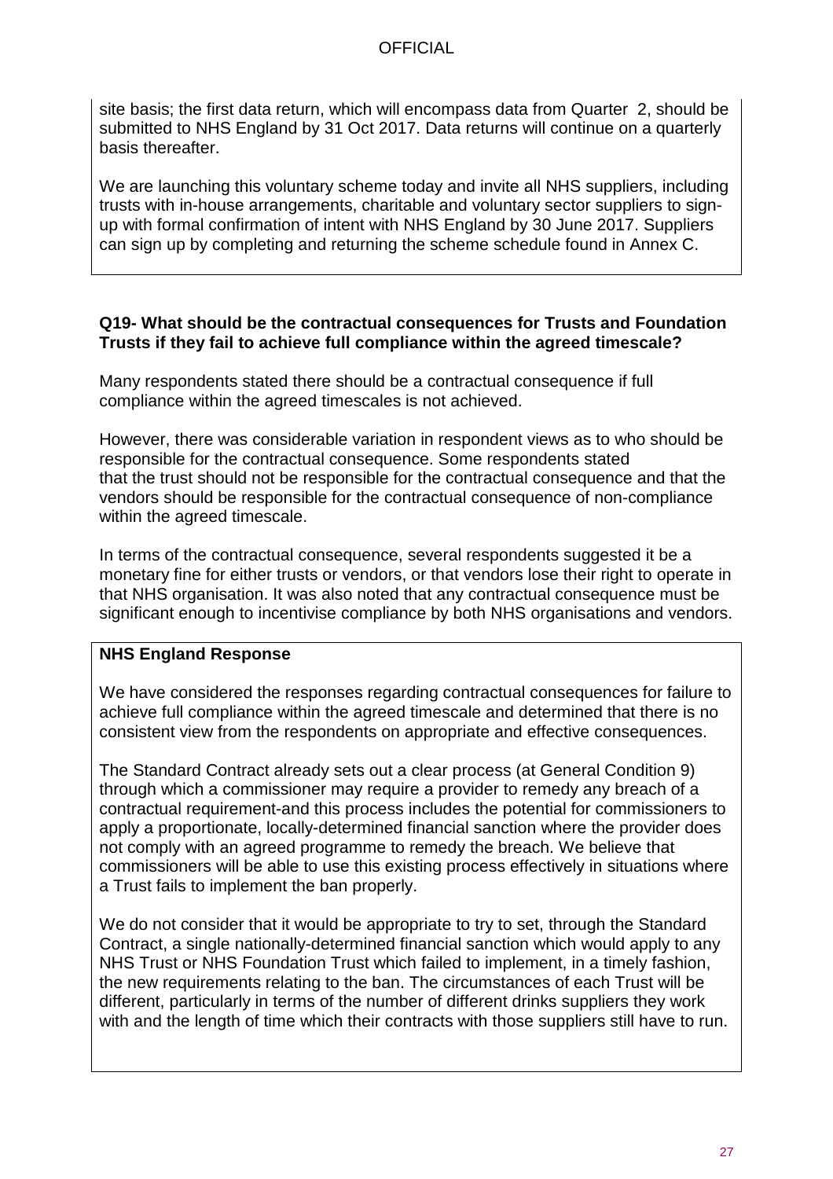site basis; the first data return, which will encompass data from Quarter 2, should be submitted to NHS England by 31 Oct 2017. Data returns will continue on a quarterly basis thereafter.

We are launching this voluntary scheme today and invite all NHS suppliers, including trusts with in-house arrangements, charitable and voluntary sector suppliers to sign-up with formal confirmation of intent with NHS England by 30 June 2017. Suppliers can sign up by completing and returning the scheme schedule found in Annex C.

**Q19- What should be the contractual consequences for Trusts and Foundation Trusts if they fail to achieve full compliance within the agreed timescale?**

Many respondents stated there should be a contractual consequence if full compliance within the agreed timescales is not achieved.

However, there was considerable variation in respondent views as to who should be responsible for the contractual consequence. Some respondents stated that the trust should not be responsible for the contractual consequence and that the vendors should be responsible for the contractual consequence of non-compliance within the agreed timescale.

In terms of the contractual consequence, several respondents suggested it be a monetary fine for either trusts or vendors, or that vendors lose their right to operate in that NHS organisation. It was also noted that any contractual consequence must be significant enough to incentivise compliance by both NHS organisations and vendors.

**NHS England Response**

We have considered the responses regarding contractual consequences for failure to achieve full compliance within the agreed timescale and determined that there is no consistent view from the respondents on appropriate and effective consequences.

The Standard Contract already sets out a clear process (at General Condition 9) through which a commissioner may require a provider to remedy any breach of a contractual requirement-and this process includes the potential for commissioners to apply a proportionate, locally-determined financial sanction where the provider does not comply with an agreed programme to remedy the breach. We believe that commissioners will be able to use this existing process effectively in situations where a Trust fails to implement the ban properly.

We do not consider that it would be appropriate to try to set, through the Standard Contract, a single nationally-determined financial sanction which would apply to any NHS Trust or NHS Foundation Trust which failed to implement, in a timely fashion, the new requirements relating to the ban. The circumstances of each Trust will be different, particularly in terms of the number of different drinks suppliers they work with and the length of time which their contracts with those suppliers still have to run.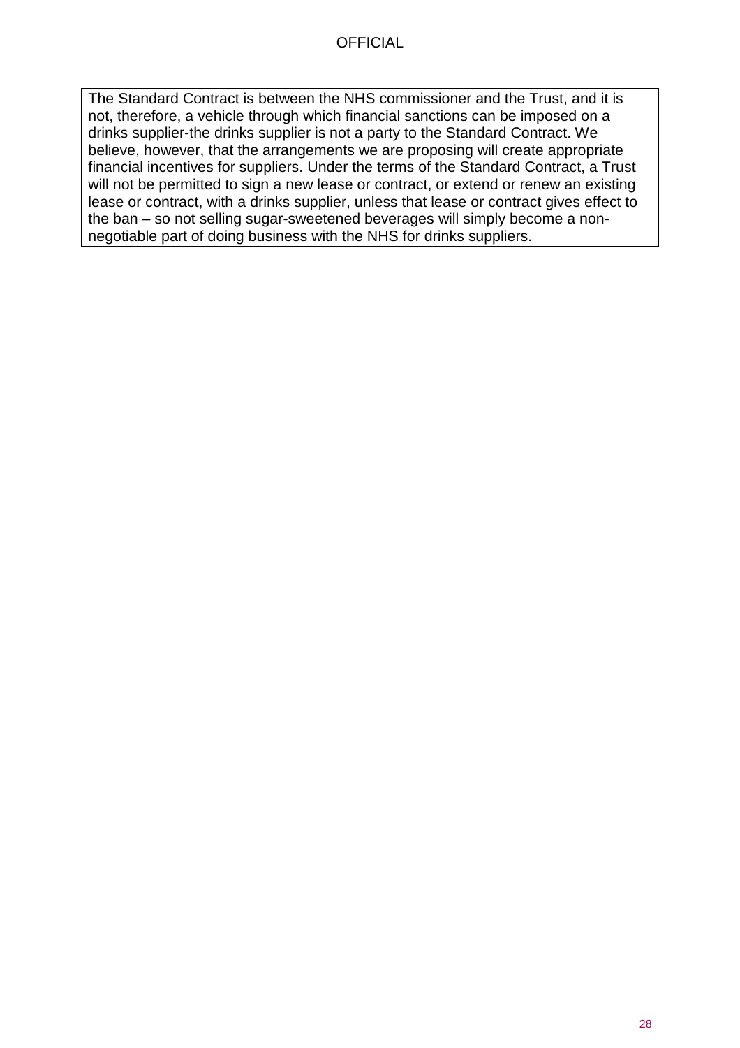The Standard Contract is between the NHS commissioner and the Trust, and it is not, therefore, a vehicle through which financial sanctions can be imposed on a drinks supplier-the drinks supplier is not a party to the Standard Contract. We believe, however, that the arrangements we are proposing will create appropriate financial incentives for suppliers. Under the terms of the Standard Contract, a Trust will not be permitted to sign a new lease or contract, or extend or renew an existing lease or contract, with a drinks supplier, unless that lease or contract gives effect to the ban – so not selling sugar-sweetened beverages will simply become a non-negotiable part of doing business with the NHS for drinks suppliers.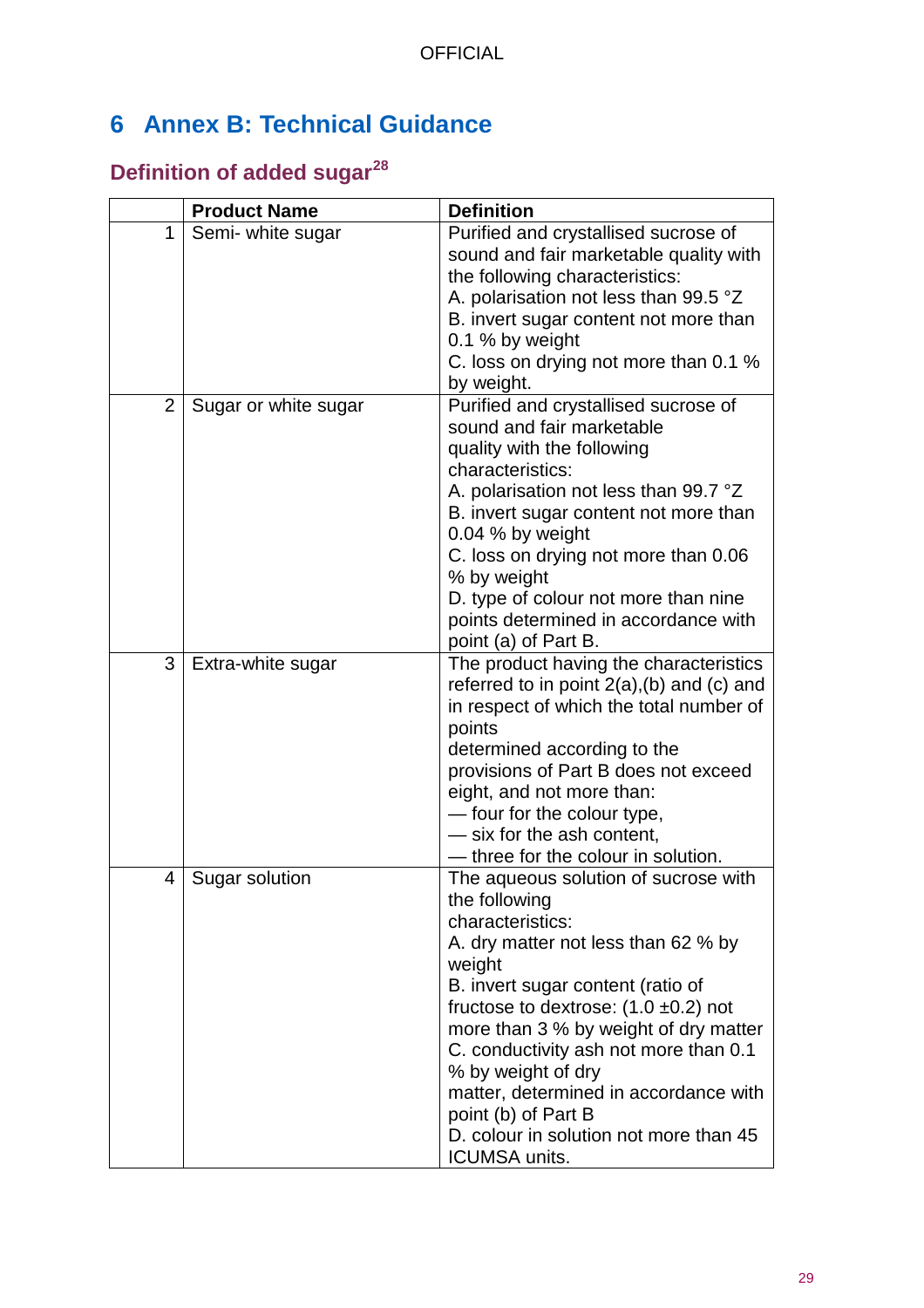# 6 Annex B: Technical Guidance

## Definition of added sugar[28]

| | Product Name | Definition |
|---|---|---|
| 1 | Semi- white sugar | Purified and crystallised sucrose of sound and fair marketable quality with the following characteristics:<br>A. polarisation not less than 99.5 °Z<br>B. invert sugar content not more than 0.1 % by weight<br>C. loss on drying not more than 0.1 % by weight. |
| 2 | Sugar or white sugar | Purified and crystallised sucrose of sound and fair marketable quality with the following characteristics:<br>A. polarisation not less than 99.7 °Z<br>B. invert sugar content not more than 0.04 % by weight<br>C. loss on drying not more than 0.06 % by weight<br>D. type of colour not more than nine points determined in accordance with point (a) of Part B. |
| 3 | Extra-white sugar | The product having the characteristics referred to in point 2(a),(b) and (c) and in respect of which the total number of points determined according to the provisions of Part B does not exceed eight, and not more than:<br>— four for the colour type,<br>— six for the ash content,<br>— three for the colour in solution. |
| 4 | Sugar solution | The aqueous solution of sucrose with the following characteristics:<br>A. dry matter not less than 62 % by weight<br>B. invert sugar content (ratio of fructose to dextrose: (1.0 ±0.2) not more than 3 % by weight of dry matter<br>C. conductivity ash not more than 0.1 % by weight of dry matter, determined in accordance with point (b) of Part B<br>D. colour in solution not more than 45 ICUMSA units. |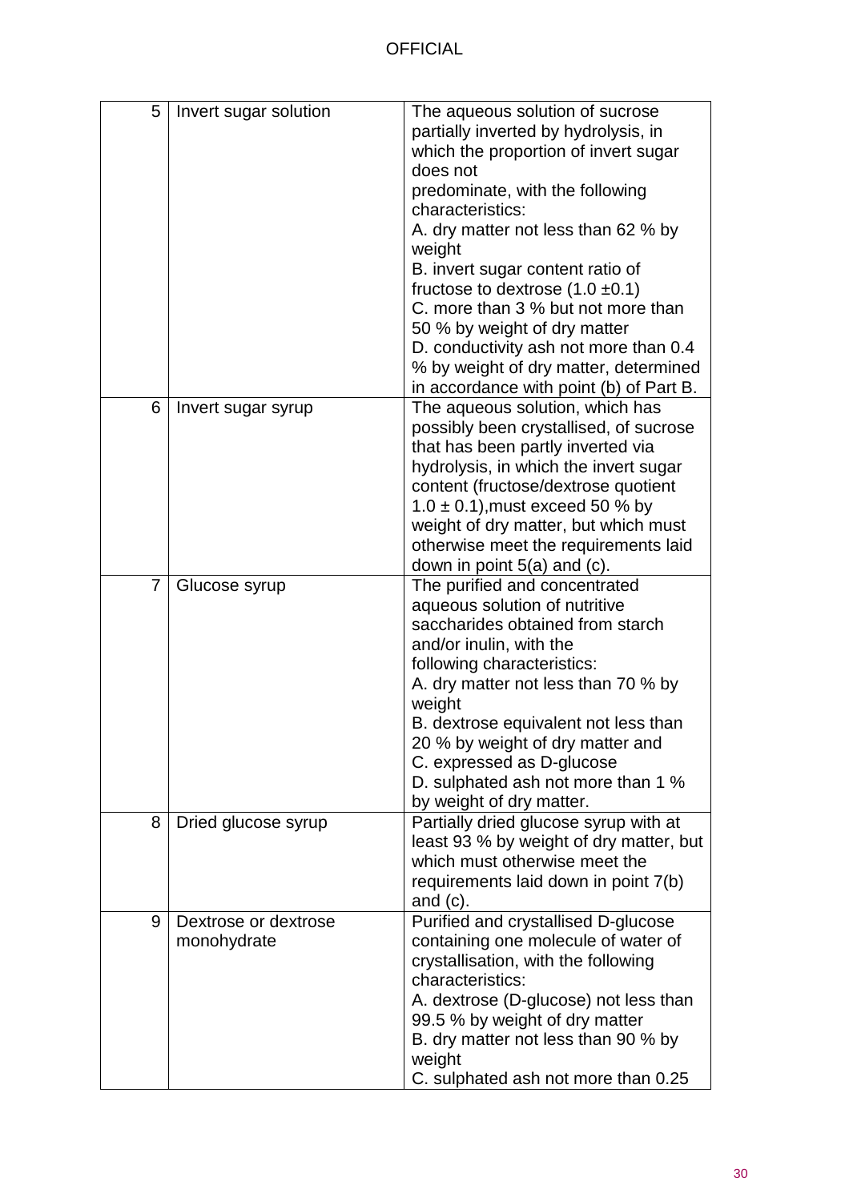| | | |
|---|---|---|
| 5 | Invert sugar solution | The aqueous solution of sucrose partially inverted by hydrolysis, in which the proportion of invert sugar does not predominate, with the following characteristics:<br>A. dry matter not less than 62 % by weight<br>B. invert sugar content ratio of fructose to dextrose (1.0 ±0.1)<br>C. more than 3 % but not more than 50 % by weight of dry matter<br>D. conductivity ash not more than 0.4 % by weight of dry matter, determined in accordance with point (b) of Part B. |
| 6 | Invert sugar syrup | The aqueous solution, which has possibly been crystallised, of sucrose that has been partly inverted via hydrolysis, in which the invert sugar content (fructose/dextrose quotient 1.0 ± 0.1),must exceed 50 % by weight of dry matter, but which must otherwise meet the requirements laid down in point 5(a) and (c). |
| 7 | Glucose syrup | The purified and concentrated aqueous solution of nutritive saccharides obtained from starch and/or inulin, with the following characteristics:<br>A. dry matter not less than 70 % by weight<br>B. dextrose equivalent not less than 20 % by weight of dry matter and<br>C. expressed as D-glucose<br>D. sulphated ash not more than 1 % by weight of dry matter. |
| 8 | Dried glucose syrup | Partially dried glucose syrup with at least 93 % by weight of dry matter, but which must otherwise meet the requirements laid down in point 7(b) and (c). |
| 9 | Dextrose or dextrose monohydrate | Purified and crystallised D-glucose containing one molecule of water of crystallisation, with the following characteristics:<br>A. dextrose (D-glucose) not less than 99.5 % by weight of dry matter<br>B. dry matter not less than 90 % by weight<br>C. sulphated ash not more than 0.25 |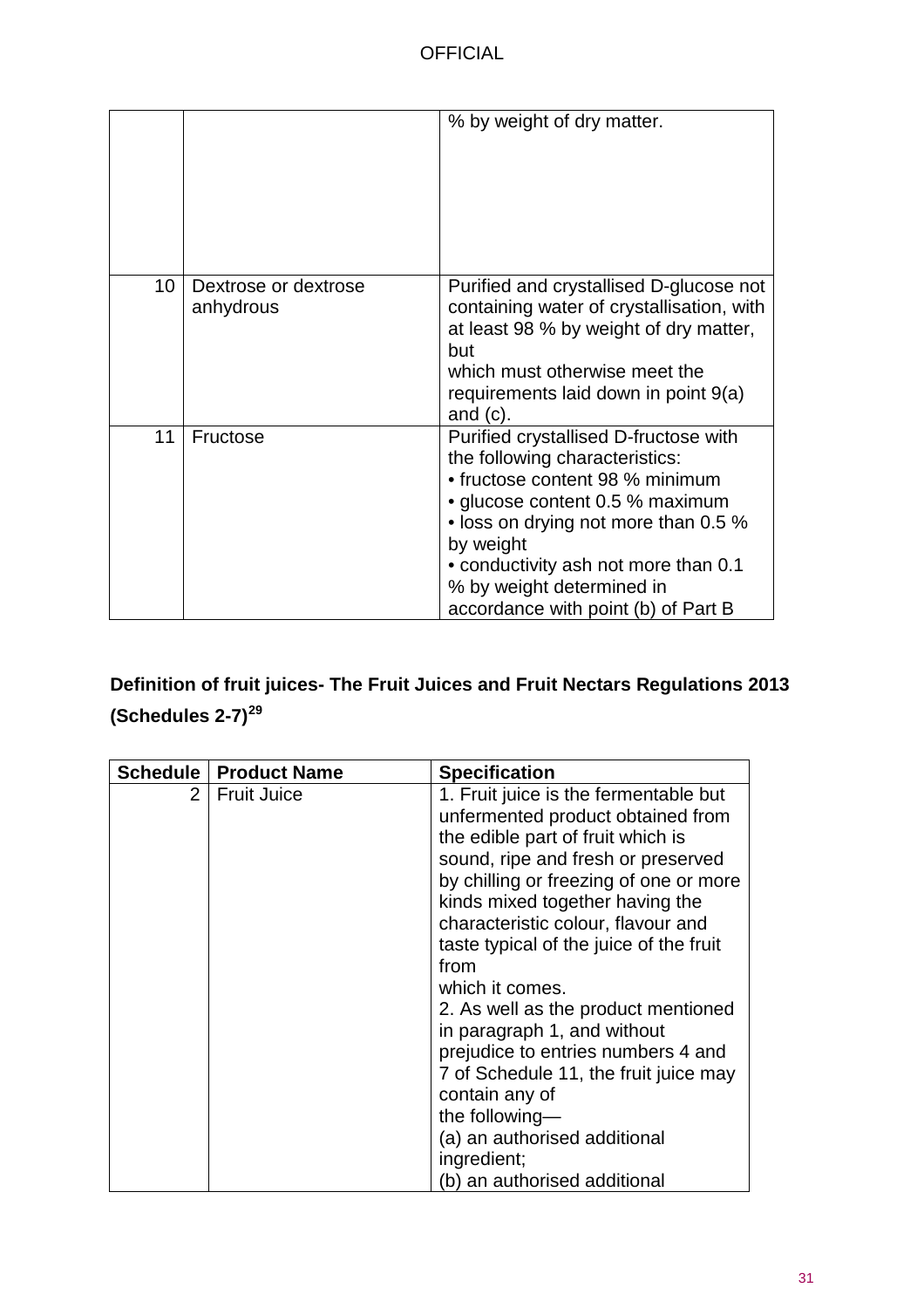| | | |
|---|---|---|
| | | % by weight of dry matter. |
| 10 | Dextrose or dextrose anhydrous | Purified and crystallised D-glucose not containing water of crystallisation, with at least 98 % by weight of dry matter, but which must otherwise meet the requirements laid down in point 9(a) and (c). |
| 11 | Fructose | Purified crystallised D-fructose with the following characteristics:<br>• fructose content 98 % minimum<br>• glucose content 0.5 % maximum<br>• loss on drying not more than 0.5 % by weight<br>• conductivity ash not more than 0.1 % by weight determined in accordance with point (b) of Part B |

**Definition of fruit juices- The Fruit Juices and Fruit Nectars Regulations 2013 (Schedules 2-7)[29]**

| Schedule | Product Name | Specification |
|---|---|---|
| 2 | Fruit Juice | 1. Fruit juice is the fermentable but unfermented product obtained from the edible part of fruit which is sound, ripe and fresh or preserved by chilling or freezing of one or more kinds mixed together having the characteristic colour, flavour and taste typical of the juice of the fruit from which it comes.<br>2. As well as the product mentioned in paragraph 1, and without prejudice to entries numbers 4 and 7 of Schedule 11, the fruit juice may contain any of the following—<br>(a) an authorised additional ingredient;<br>(b) an authorised additional |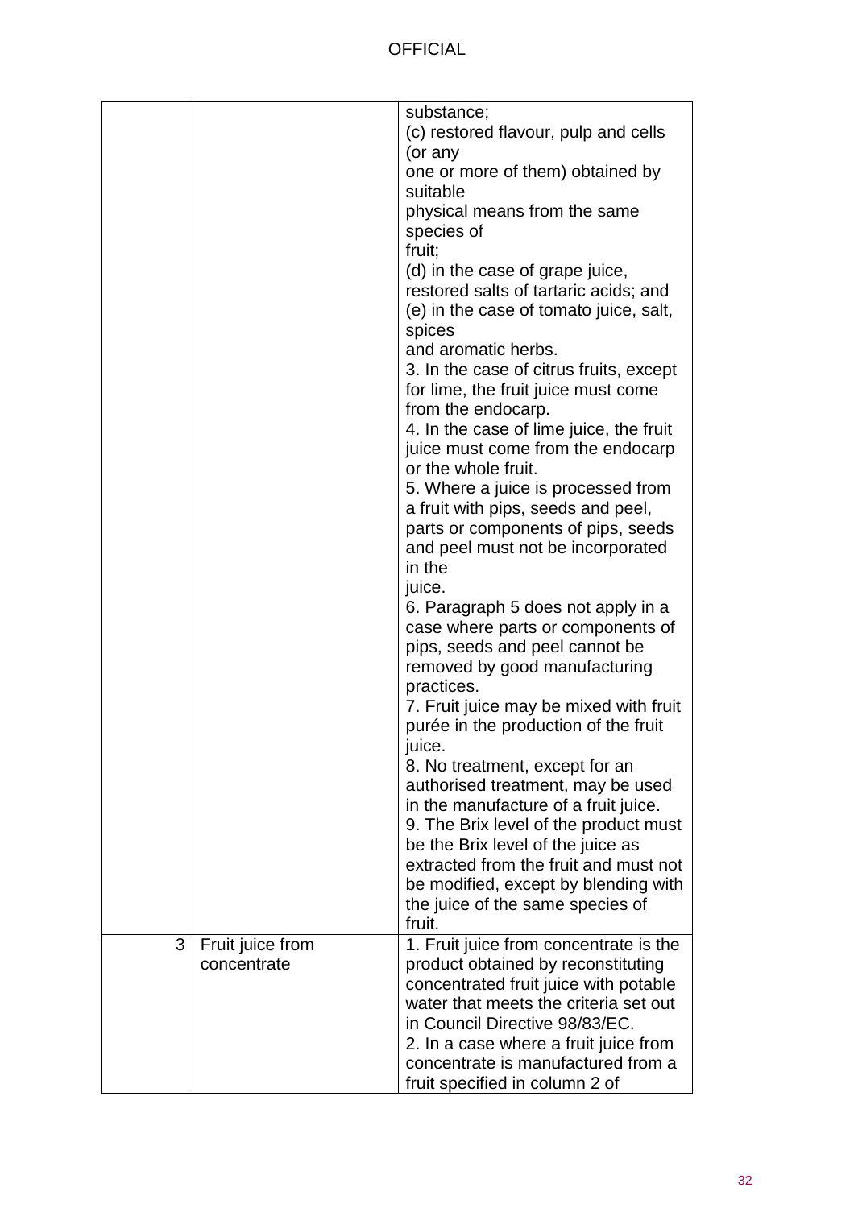| | | |
|---|---|---|
| | | substance;<br>(c) restored flavour, pulp and cells (or any one or more of them) obtained by suitable physical means from the same species of fruit;<br>(d) in the case of grape juice, restored salts of tartaric acids; and<br>(e) in the case of tomato juice, salt, spices and aromatic herbs.<br>3. In the case of citrus fruits, except for lime, the fruit juice must come from the endocarp.<br>4. In the case of lime juice, the fruit juice must come from the endocarp or the whole fruit.<br>5. Where a juice is processed from a fruit with pips, seeds and peel, parts or components of pips, seeds and peel must not be incorporated in the juice.<br>6. Paragraph 5 does not apply in a case where parts or components of pips, seeds and peel cannot be removed by good manufacturing practices.<br>7. Fruit juice may be mixed with fruit purée in the production of the fruit juice.<br>8. No treatment, except for an authorised treatment, may be used in the manufacture of a fruit juice.<br>9. The Brix level of the product must be the Brix level of the juice as extracted from the fruit and must not be modified, except by blending with the juice of the same species of fruit. |
| 3 | Fruit juice from concentrate | 1. Fruit juice from concentrate is the product obtained by reconstituting concentrated fruit juice with potable water that meets the criteria set out in Council Directive 98/83/EC.<br>2. In a case where a fruit juice from concentrate is manufactured from a fruit specified in column 2 of |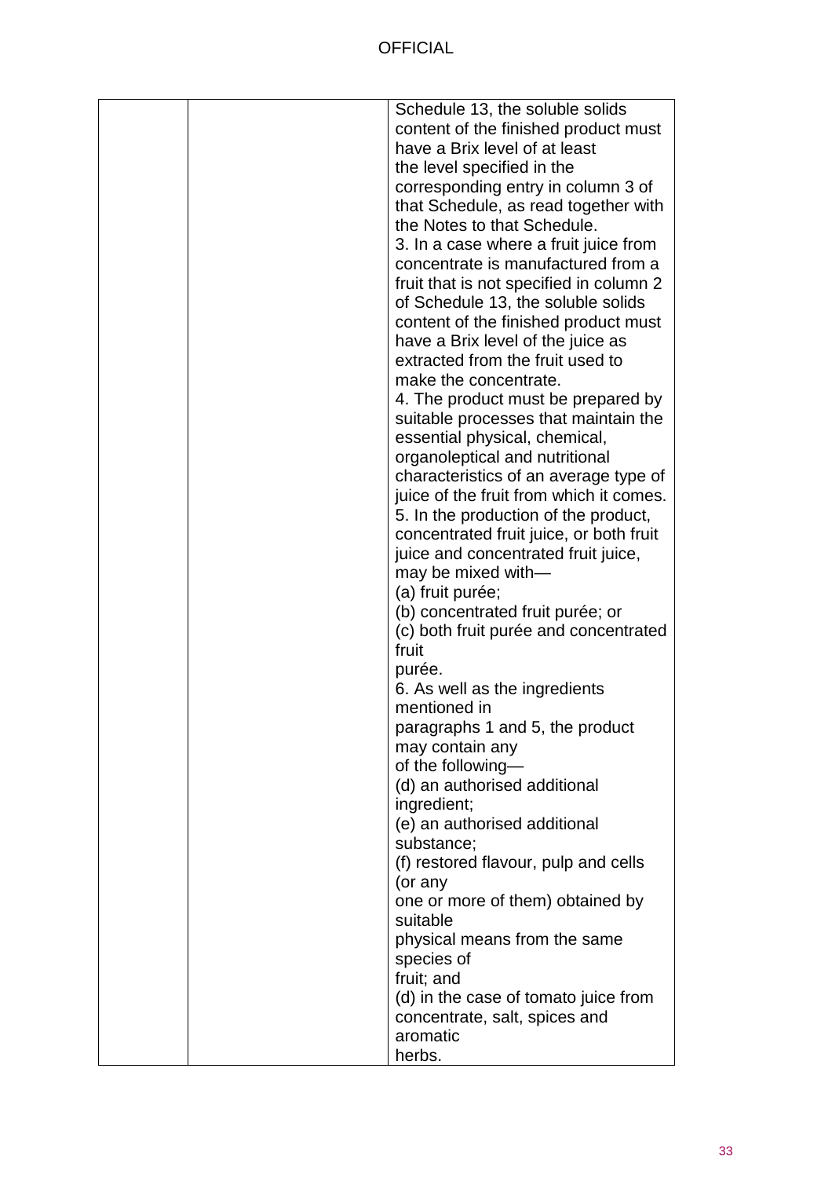|  |  | Schedule 13, the soluble solids content of the finished product must have a Brix level of at least the level specified in the corresponding entry in column 3 of that Schedule, as read together with the Notes to that Schedule.<br>3. In a case where a fruit juice from concentrate is manufactured from a fruit that is not specified in column 2 of Schedule 13, the soluble solids content of the finished product must have a Brix level of the juice as extracted from the fruit used to make the concentrate.<br>4. The product must be prepared by suitable processes that maintain the essential physical, chemical, organoleptical and nutritional characteristics of an average type of juice of the fruit from which it comes.<br>5. In the production of the product, concentrated fruit juice, or both fruit juice and concentrated fruit juice, may be mixed with—<br>(a) fruit purée;<br>(b) concentrated fruit purée; or<br>(c) both fruit purée and concentrated fruit purée.<br>6. As well as the ingredients mentioned in paragraphs 1 and 5, the product may contain any of the following—<br>(d) an authorised additional ingredient;<br>(e) an authorised additional substance;<br>(f) restored flavour, pulp and cells (or any one or more of them) obtained by suitable physical means from the same species of fruit; and<br>(d) in the case of tomato juice from concentrate, salt, spices and aromatic herbs. |
|---|---|---|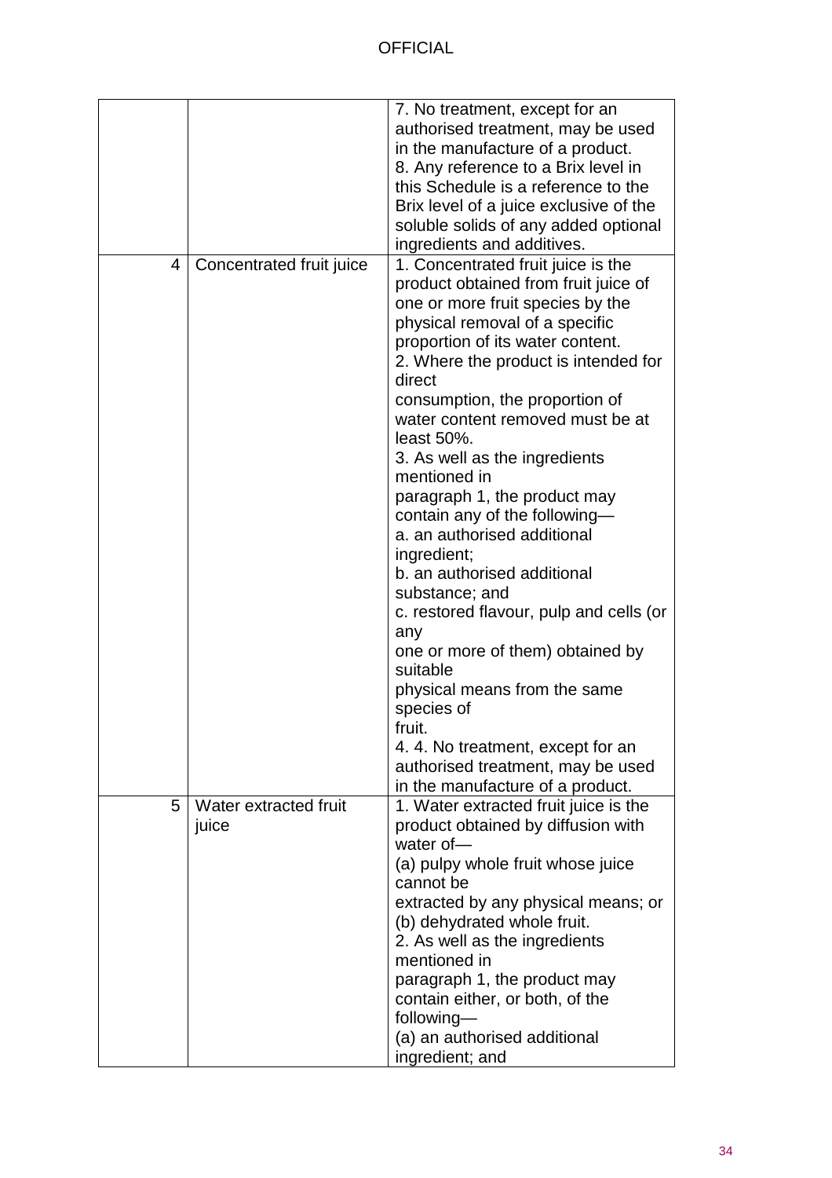| | | |
|---|---|---|
| | | 7. No treatment, except for an authorised treatment, may be used in the manufacture of a product.<br>8. Any reference to a Brix level in this Schedule is a reference to the Brix level of a juice exclusive of the soluble solids of any added optional ingredients and additives. |
| 4 | Concentrated fruit juice | 1. Concentrated fruit juice is the product obtained from fruit juice of one or more fruit species by the physical removal of a specific proportion of its water content.<br>2. Where the product is intended for direct<br>consumption, the proportion of water content removed must be at least 50%.<br>3. As well as the ingredients mentioned in<br>paragraph 1, the product may contain any of the following—<br>a. an authorised additional ingredient;<br>b. an authorised additional substance; and<br>c. restored flavour, pulp and cells (or any<br>one or more of them) obtained by suitable<br>physical means from the same species of<br>fruit.<br>4. 4. No treatment, except for an authorised treatment, may be used in the manufacture of a product. |
| 5 | Water extracted fruit juice | 1. Water extracted fruit juice is the product obtained by diffusion with water of—<br>(a) pulpy whole fruit whose juice cannot be<br>extracted by any physical means; or<br>(b) dehydrated whole fruit.<br>2. As well as the ingredients mentioned in<br>paragraph 1, the product may contain either, or both, of the following—<br>(a) an authorised additional ingredient; and |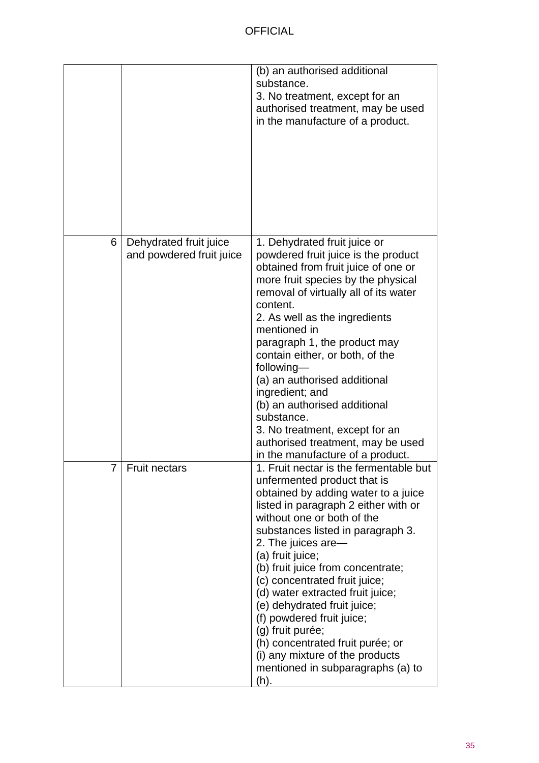| | | |
|---|---|---|
| | | (b) an authorised additional substance.<br>3. No treatment, except for an authorised treatment, may be used in the manufacture of a product. |
| 6 | Dehydrated fruit juice and powdered fruit juice | 1. Dehydrated fruit juice or powdered fruit juice is the product obtained from fruit juice of one or more fruit species by the physical removal of virtually all of its water content.<br>2. As well as the ingredients mentioned in paragraph 1, the product may contain either, or both, of the following—<br>(a) an authorised additional ingredient; and<br>(b) an authorised additional substance.<br>3. No treatment, except for an authorised treatment, may be used in the manufacture of a product. |
| 7 | Fruit nectars | 1. Fruit nectar is the fermentable but unfermented product that is obtained by adding water to a juice listed in paragraph 2 either with or without one or both of the substances listed in paragraph 3.<br>2. The juices are—<br>(a) fruit juice;<br>(b) fruit juice from concentrate;<br>(c) concentrated fruit juice;<br>(d) water extracted fruit juice;<br>(e) dehydrated fruit juice;<br>(f) powdered fruit juice;<br>(g) fruit purée;<br>(h) concentrated fruit purée; or<br>(i) any mixture of the products mentioned in subparagraphs (a) to (h). |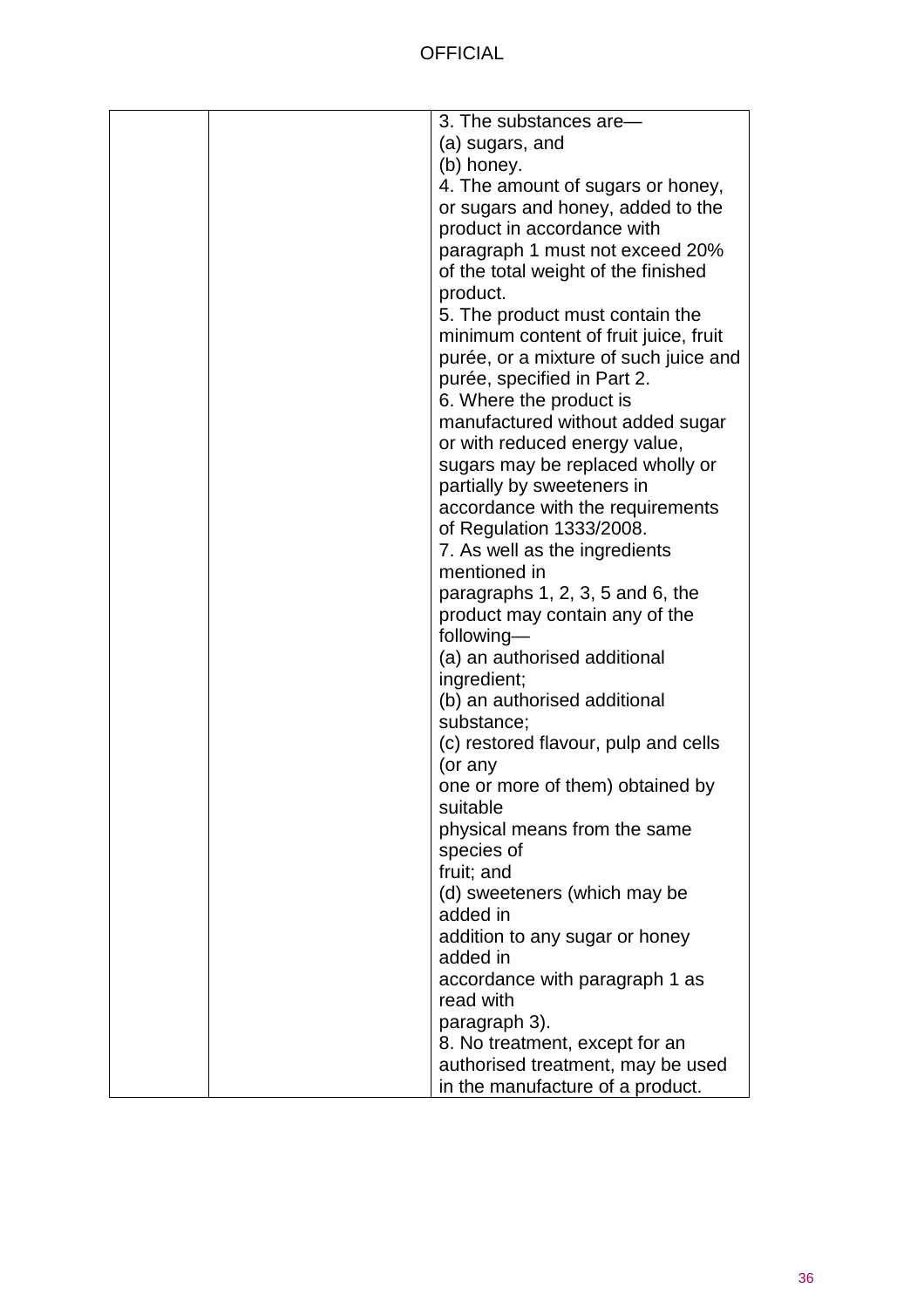|  |  | 3. The substances are—<br>(a) sugars, and<br>(b) honey.<br>4. The amount of sugars or honey, or sugars and honey, added to the product in accordance with paragraph 1 must not exceed 20% of the total weight of the finished product.<br>5. The product must contain the minimum content of fruit juice, fruit purée, or a mixture of such juice and purée, specified in Part 2.<br>6. Where the product is manufactured without added sugar or with reduced energy value, sugars may be replaced wholly or partially by sweeteners in accordance with the requirements of Regulation 1333/2008.<br>7. As well as the ingredients mentioned in paragraphs 1, 2, 3, 5 and 6, the product may contain any of the following—<br>(a) an authorised additional ingredient;<br>(b) an authorised additional substance;<br>(c) restored flavour, pulp and cells (or any one or more of them) obtained by suitable physical means from the same species of fruit; and<br>(d) sweeteners (which may be added in addition to any sugar or honey added in accordance with paragraph 1 as read with paragraph 3).<br>8. No treatment, except for an authorised treatment, may be used in the manufacture of a product. |
|---|---|---|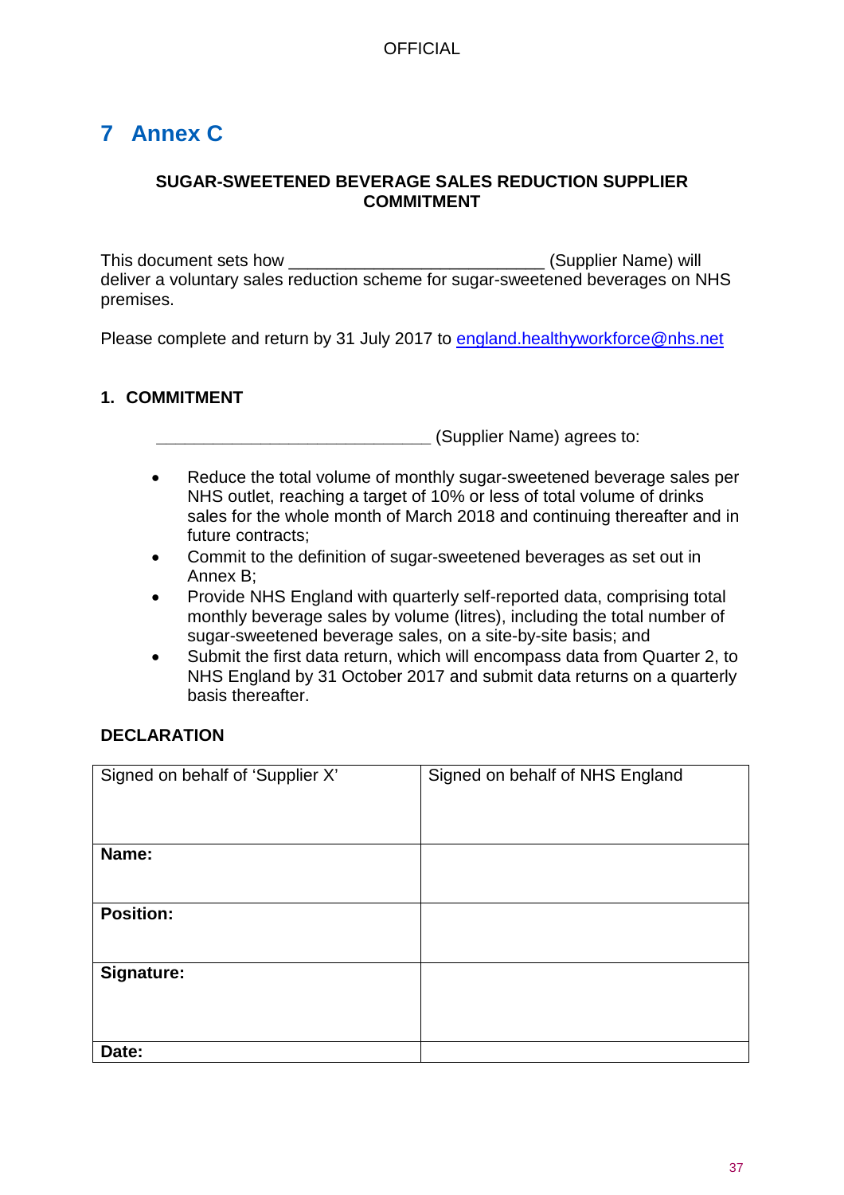OFFICIAL

# 7 Annex C

**SUGAR-SWEETENED BEVERAGE SALES REDUCTION SUPPLIER COMMITMENT**

This document sets how ___________________________ (Supplier Name) will deliver a voluntary sales reduction scheme for sugar-sweetened beverages on NHS premises.

Please complete and return by 31 July 2017 to england.healthyworkforce@nhs.net

**1. COMMITMENT**

_____________________________ (Supplier Name) agrees to:

- Reduce the total volume of monthly sugar-sweetened beverage sales per NHS outlet, reaching a target of 10% or less of total volume of drinks sales for the whole month of March 2018 and continuing thereafter and in future contracts;
- Commit to the definition of sugar-sweetened beverages as set out in Annex B;
- Provide NHS England with quarterly self-reported data, comprising total monthly beverage sales by volume (litres), including the total number of sugar-sweetened beverage sales, on a site-by-site basis; and
- Submit the first data return, which will encompass data from Quarter 2, to NHS England by 31 October 2017 and submit data returns on a quarterly basis thereafter.

**DECLARATION**

| Signed on behalf of 'Supplier X' | Signed on behalf of NHS England |
|---|---|
| **Name:** | |
| **Position:** | |
| **Signature:** | |
| **Date:** | |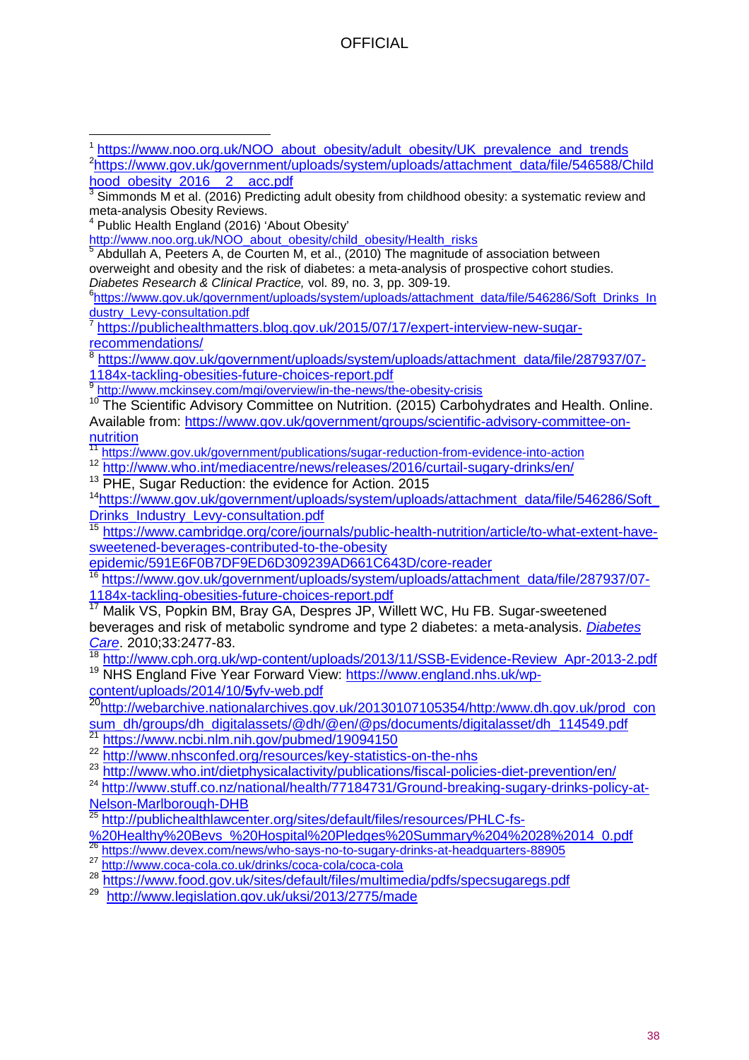[1] https://www.noo.org.uk/NOO_about_obesity/adult_obesity/UK_prevalence_and_trends

[2] https://www.gov.uk/government/uploads/system/uploads/attachment_data/file/546588/Childhood_obesity_2016__2__acc.pdf

[3] Simmonds M et al. (2016) Predicting adult obesity from childhood obesity: a systematic review and meta-analysis Obesity Reviews.

[4] Public Health England (2016) 'About Obesity' http://www.noo.org.uk/NOO_about_obesity/child_obesity/Health_risks

[5] Abdullah A, Peeters A, de Courten M, et al., (2010) The magnitude of association between overweight and obesity and the risk of diabetes: a meta-analysis of prospective cohort studies. *Diabetes Research & Clinical Practice,* vol. 89, no. 3, pp. 309-19.

[6] https://www.gov.uk/government/uploads/system/uploads/attachment_data/file/546286/Soft_Drinks_Industry_Levy-consultation.pdf

[7] https://publichealthmatters.blog.gov.uk/2015/07/17/expert-interview-new-sugar-recommendations/

[8] https://www.gov.uk/government/uploads/system/uploads/attachment_data/file/287937/07-1184x-tackling-obesities-future-choices-report.pdf

[9] http://www.mckinsey.com/mgi/overview/in-the-news/the-obesity-crisis

[10] The Scientific Advisory Committee on Nutrition. (2015) Carbohydrates and Health. Online. Available from: https://www.gov.uk/government/groups/scientific-advisory-committee-on-nutrition

[11] https://www.gov.uk/government/publications/sugar-reduction-from-evidence-into-action

[12] http://www.who.int/mediacentre/news/releases/2016/curtail-sugary-drinks/en/

[13] PHE, Sugar Reduction: the evidence for Action. 2015

[14] https://www.gov.uk/government/uploads/system/uploads/attachment_data/file/546286/Soft_Drinks_Industry_Levy-consultation.pdf

[15] https://www.cambridge.org/core/journals/public-health-nutrition/article/to-what-extent-have-sweetened-beverages-contributed-to-the-obesity epidemic/591E6F0B7DF9ED6D309239AD661C643D/core-reader

[16] https://www.gov.uk/government/uploads/system/uploads/attachment_data/file/287937/07-1184x-tackling-obesities-future-choices-report.pdf

[17] Malik VS, Popkin BM, Bray GA, Despres JP, Willett WC, Hu FB. Sugar-sweetened beverages and risk of metabolic syndrome and type 2 diabetes: a meta-analysis. *Diabetes Care*. 2010;33:2477-83.

[18] http://www.cph.org.uk/wp-content/uploads/2013/11/SSB-Evidence-Review_Apr-2013-2.pdf

[19] NHS England Five Year Forward View: https://www.england.nhs.uk/wp-content/uploads/2014/10/**5**yfv-web.pdf

[20] http://webarchive.nationalarchives.gov.uk/20130107105354/http:/www.dh.gov.uk/prod_consum_dh/groups/dh_digitalassets/@dh/@en/@ps/documents/digitalasset/dh_114549.pdf

[21] https://www.ncbi.nlm.nih.gov/pubmed/19094150

[22] http://www.nhsconfed.org/resources/key-statistics-on-the-nhs

[23] http://www.who.int/dietphysicalactivity/publications/fiscal-policies-diet-prevention/en/

[24] http://www.stuff.co.nz/national/health/77184731/Ground-breaking-sugary-drinks-policy-at-Nelson-Marlborough-DHB

[25] http://publichealthlawcenter.org/sites/default/files/resources/PHLC-fs-%20Healthy%20Bevs_%20Hospital%20Pledges%20Summary%204%2028%2014_0.pdf

[26] https://www.devex.com/news/who-says-no-to-sugary-drinks-at-headquarters-88905

[27] http://www.coca-cola.co.uk/drinks/coca-cola/coca-cola

[28] https://www.food.gov.uk/sites/default/files/multimedia/pdfs/specsugaregs.pdf

[29] http://www.legislation.gov.uk/uksi/2013/2775/made